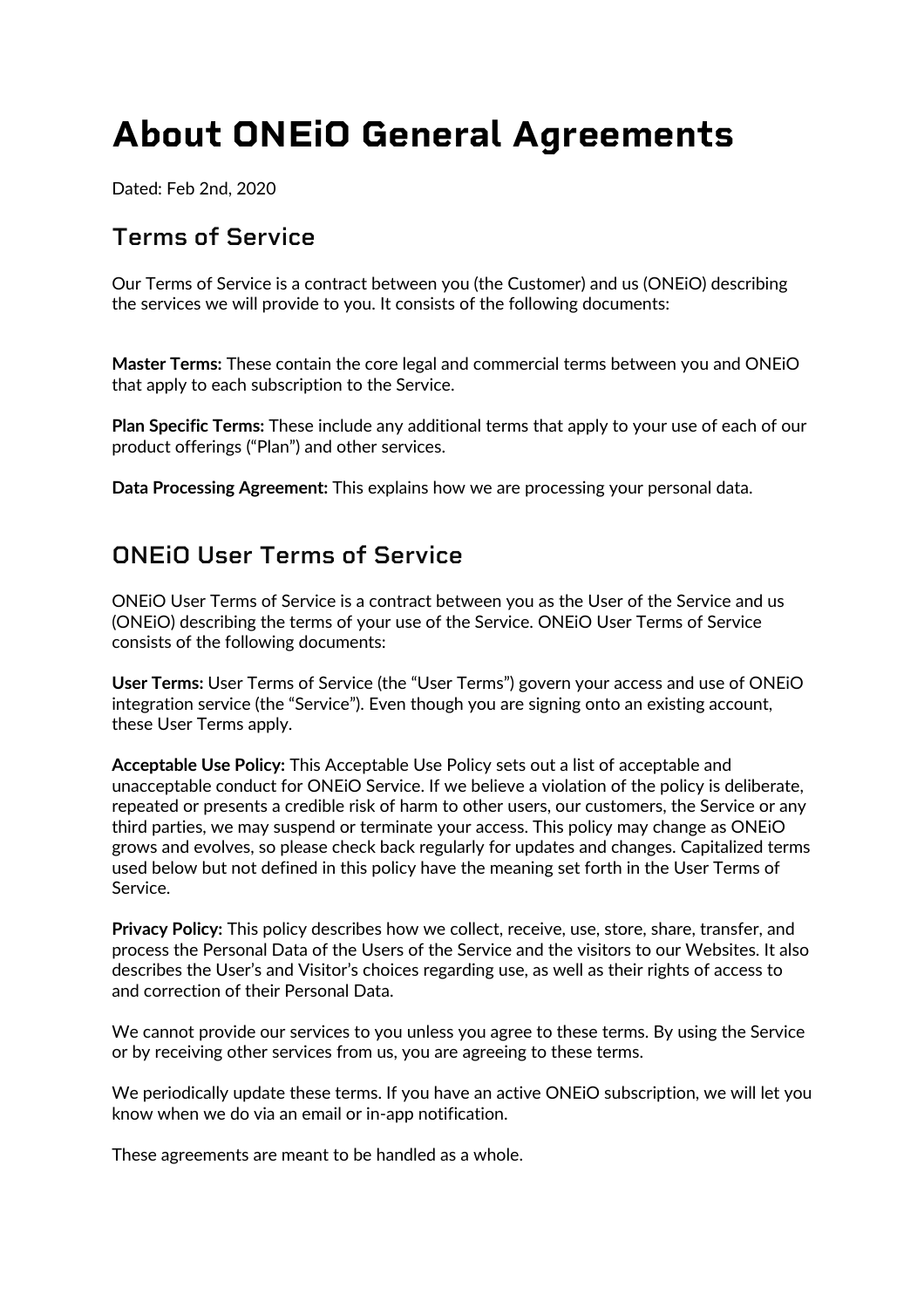# About ONEiO General Agreements

Dated: Feb 2nd, 2020

## Terms of Service

Our Terms of Service is a contract between you (the Customer) and us (ONEiO) describing the services we will provide to you. It consists of the following documents:

**Master Terms:** These contain the core legal and commercial terms between you and ONEiO that apply to each subscription to the Service.

**Plan Specific Terms:** These include any additional terms that apply to your use of each of our product offerings ("Plan") and other services.

**Data Processing Agreement:** This explains how we are processing your personal data.

## ONEiO User Terms of Service

ONEiO User Terms of Service is a contract between you as the User of the Service and us (ONEiO) describing the terms of your use of the Service. ONEiO User Terms of Service consists of the following documents:

**User Terms:** User Terms of Service (the "User Terms") govern your access and use of ONEiO integration service (the "Service"). Even though you are signing onto an existing account, these User Terms apply.

**Acceptable Use Policy:** This Acceptable Use Policy sets out a list of acceptable and unacceptable conduct for ONEiO Service. If we believe a violation of the policy is deliberate, repeated or presents a credible risk of harm to other users, our customers, the Service or any third parties, we may suspend or terminate your access. This policy may change as ONEiO grows and evolves, so please check back regularly for updates and changes. Capitalized terms used below but not defined in this policy have the meaning set forth in the User Terms of Service.

**Privacy Policy:** This policy describes how we collect, receive, use, store, share, transfer, and process the Personal Data of the Users of the Service and the visitors to our Websites. It also describes the User's and Visitor's choices regarding use, as well as their rights of access to and correction of their Personal Data.

We cannot provide our services to you unless you agree to these terms. By using the Service or by receiving other services from us, you are agreeing to these terms.

We periodically update these terms. If you have an active ONEiO subscription, we will let you know when we do via an email or in-app notification.

These agreements are meant to be handled as a whole.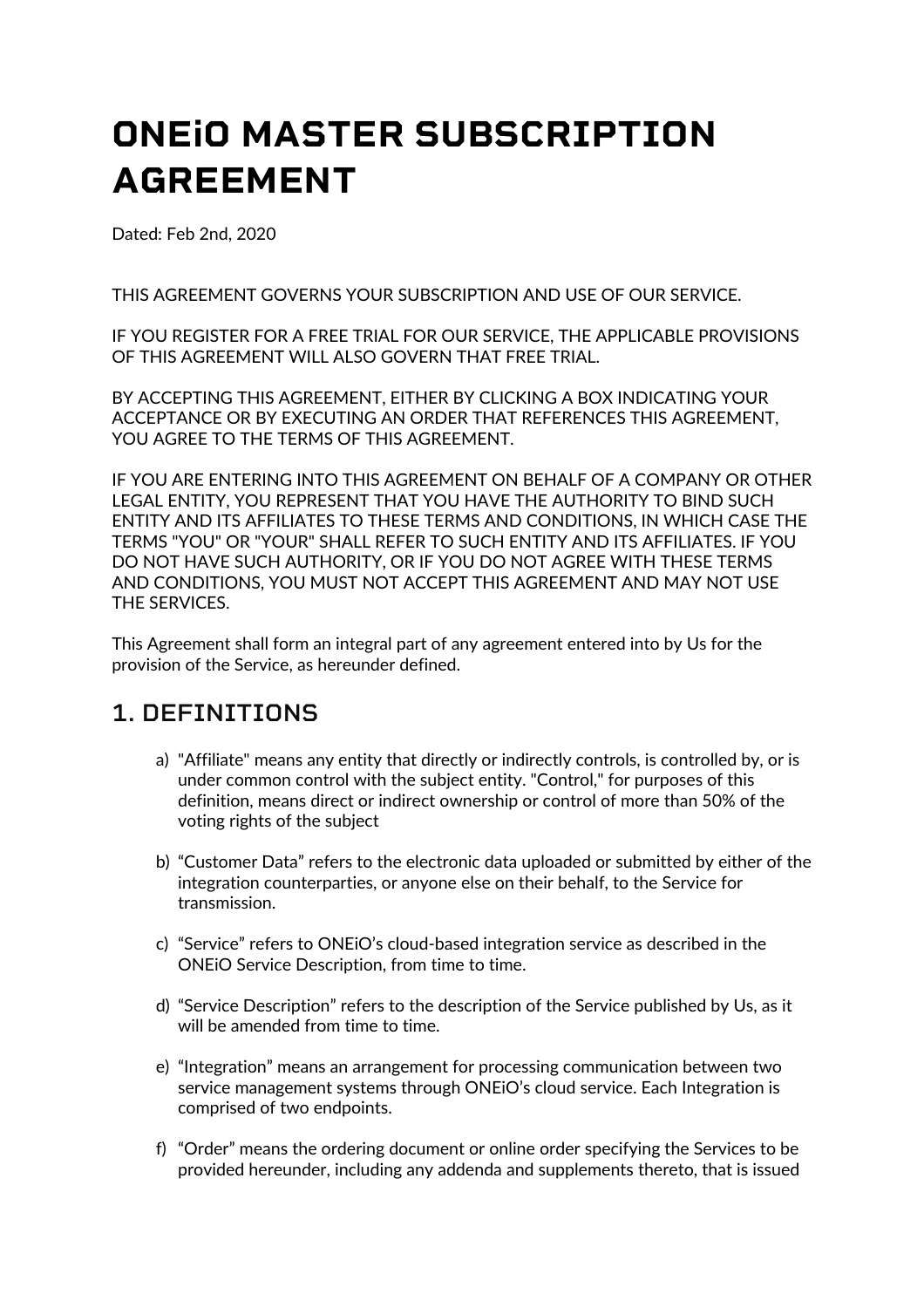# ONEiO MASTER SUBSCRIPTION AGREEMENT

Dated: Feb 2nd, 2020

THIS AGREEMENT GOVERNS YOUR SUBSCRIPTION AND USE OF OUR SERVICE.

IF YOU REGISTER FOR A FREE TRIAL FOR OUR SERVICE, THE APPLICABLE PROVISIONS OF THIS AGREEMENT WILL ALSO GOVERN THAT FREE TRIAL.

BY ACCEPTING THIS AGREEMENT, EITHER BY CLICKING A BOX INDICATING YOUR ACCEPTANCE OR BY EXECUTING AN ORDER THAT REFERENCES THIS AGREEMENT, YOU AGREE TO THE TERMS OF THIS AGREEMENT.

IF YOU ARE ENTERING INTO THIS AGREEMENT ON BEHALF OF A COMPANY OR OTHER LEGAL ENTITY, YOU REPRESENT THAT YOU HAVE THE AUTHORITY TO BIND SUCH ENTITY AND ITS AFFILIATES TO THESE TERMS AND CONDITIONS, IN WHICH CASE THE TERMS "YOU" OR "YOUR" SHALL REFER TO SUCH ENTITY AND ITS AFFILIATES. IF YOU DO NOT HAVE SUCH AUTHORITY, OR IF YOU DO NOT AGREE WITH THESE TERMS AND CONDITIONS, YOU MUST NOT ACCEPT THIS AGREEMENT AND MAY NOT USE THE SERVICES.

This Agreement shall form an integral part of any agreement entered into by Us for the provision of the Service, as hereunder defined.

## 1. DEFINITIONS

a) "Affiliate" means any entity that directly or indirectly controls, is controlled by, or is under common control with the subject entity. "Control," for purposes of this definition, means direct or indirect ownership or control of more than 50% of the voting rights of the subject

b) "Customer Data" refers to the electronic data uploaded or submitted by either of the integration counterparties, or anyone else on their behalf, to the Service for transmission.

c) "Service" refers to ONEiO's cloud-based integration service as described in the ONEiO Service Description, from time to time.

d) "Service Description" refers to the description of the Service published by Us, as it will be amended from time to time.

e) "Integration" means an arrangement for processing communication between two service management systems through ONEiO's cloud service. Each Integration is comprised of two endpoints.

f) "Order" means the ordering document or online order specifying the Services to be provided hereunder, including any addenda and supplements thereto, that is issued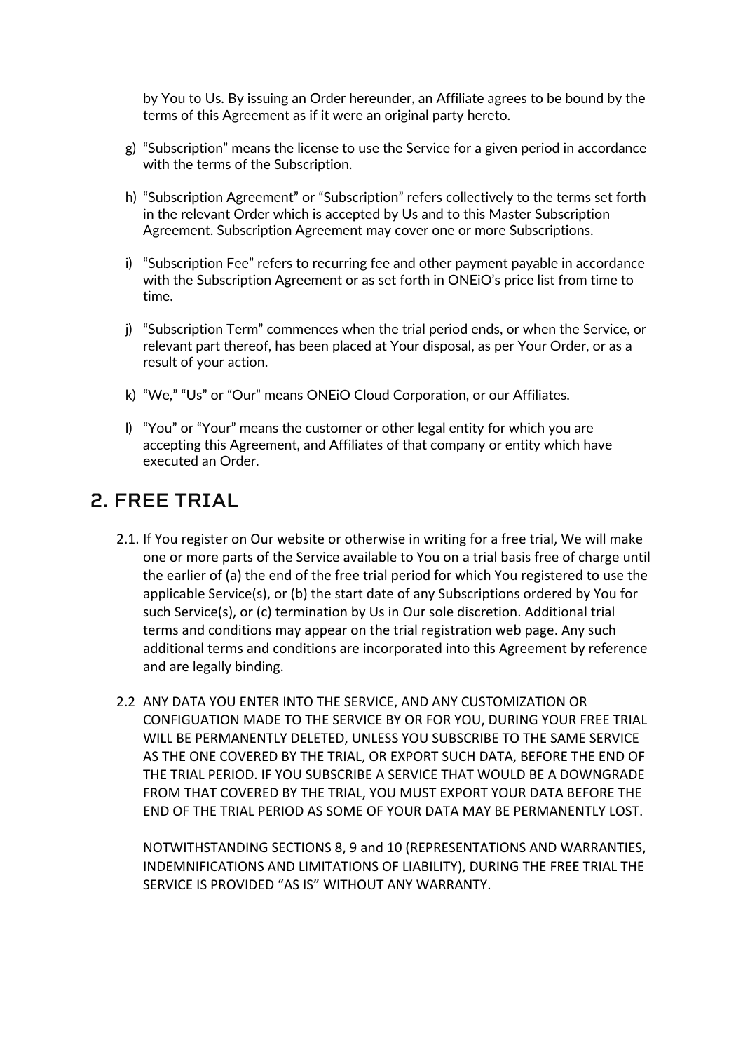by You to Us. By issuing an Order hereunder, an Affiliate agrees to be bound by the terms of this Agreement as if it were an original party hereto.

g) “Subscription” means the license to use the Service for a given period in accordance with the terms of the Subscription.

h) “Subscription Agreement” or “Subscription” refers collectively to the terms set forth in the relevant Order which is accepted by Us and to this Master Subscription Agreement. Subscription Agreement may cover one or more Subscriptions.

i) “Subscription Fee” refers to recurring fee and other payment payable in accordance with the Subscription Agreement or as set forth in ONEiO’s price list from time to time.

j) “Subscription Term” commences when the trial period ends, or when the Service, or relevant part thereof, has been placed at Your disposal, as per Your Order, or as a result of your action.

k) “We,” “Us” or “Our” means ONEiO Cloud Corporation, or our Affiliates.

l) “You” or “Your” means the customer or other legal entity for which you are accepting this Agreement, and Affiliates of that company or entity which have executed an Order.

## 2. FREE TRIAL

2.1. If You register on Our website or otherwise in writing for a free trial, We will make one or more parts of the Service available to You on a trial basis free of charge until the earlier of (a) the end of the free trial period for which You registered to use the applicable Service(s), or (b) the start date of any Subscriptions ordered by You for such Service(s), or (c) termination by Us in Our sole discretion. Additional trial terms and conditions may appear on the trial registration web page. Any such additional terms and conditions are incorporated into this Agreement by reference and are legally binding.

2.2 ANY DATA YOU ENTER INTO THE SERVICE, AND ANY CUSTOMIZATION OR CONFIGUATION MADE TO THE SERVICE BY OR FOR YOU, DURING YOUR FREE TRIAL WILL BE PERMANENTLY DELETED, UNLESS YOU SUBSCRIBE TO THE SAME SERVICE AS THE ONE COVERED BY THE TRIAL, OR EXPORT SUCH DATA, BEFORE THE END OF THE TRIAL PERIOD. IF YOU SUBSCRIBE A SERVICE THAT WOULD BE A DOWNGRADE FROM THAT COVERED BY THE TRIAL, YOU MUST EXPORT YOUR DATA BEFORE THE END OF THE TRIAL PERIOD AS SOME OF YOUR DATA MAY BE PERMANENTLY LOST.

NOTWITHSTANDING SECTIONS 8, 9 and 10 (REPRESENTATIONS AND WARRANTIES, INDEMNIFICATIONS AND LIMITATIONS OF LIABILITY), DURING THE FREE TRIAL THE SERVICE IS PROVIDED “AS IS” WITHOUT ANY WARRANTY.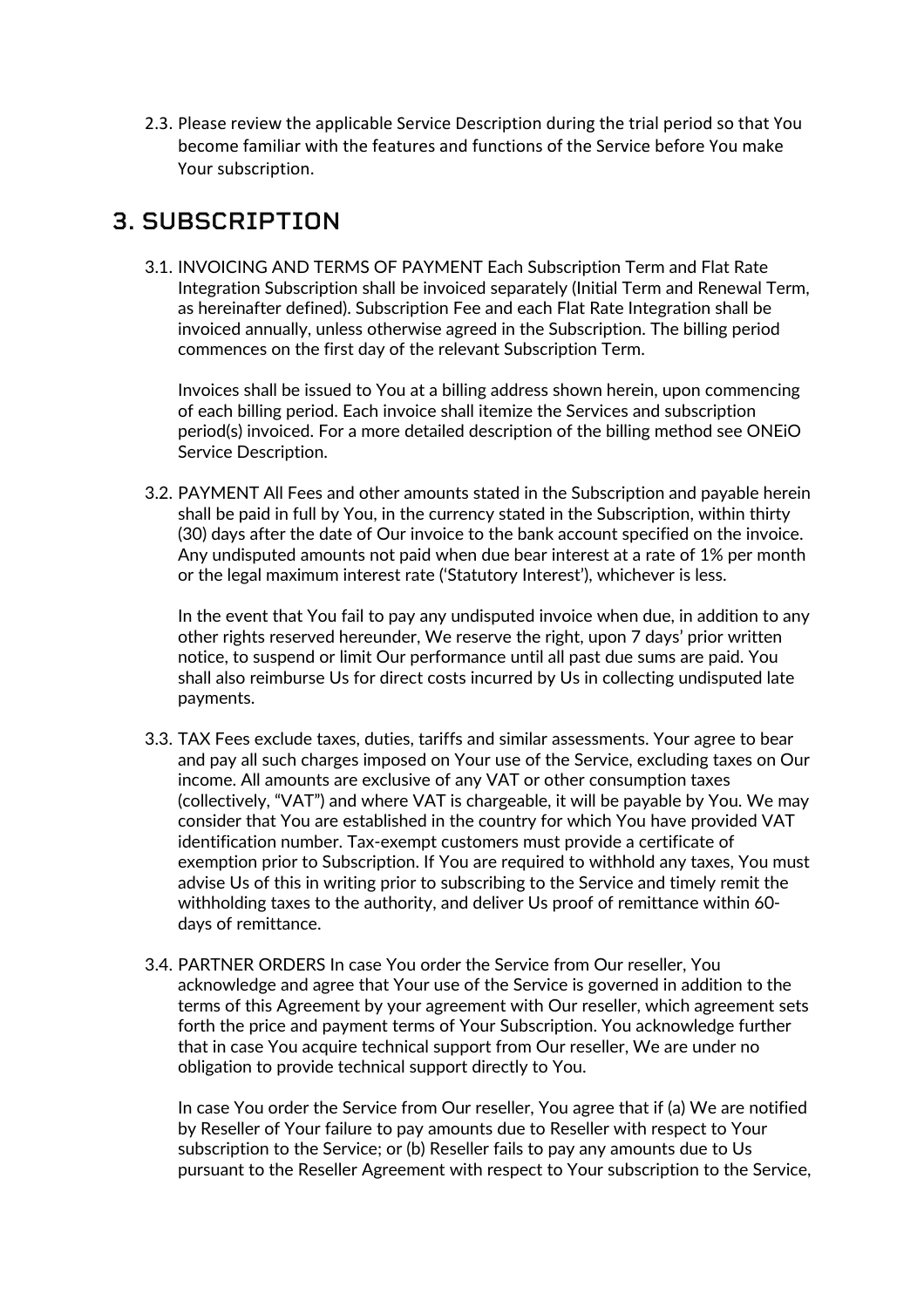2.3. Please review the applicable Service Description during the trial period so that You become familiar with the features and functions of the Service before You make Your subscription.

## 3. SUBSCRIPTION

3.1. INVOICING AND TERMS OF PAYMENT Each Subscription Term and Flat Rate Integration Subscription shall be invoiced separately (Initial Term and Renewal Term, as hereinafter defined). Subscription Fee and each Flat Rate Integration shall be invoiced annually, unless otherwise agreed in the Subscription. The billing period commences on the first day of the relevant Subscription Term.

Invoices shall be issued to You at a billing address shown herein, upon commencing of each billing period. Each invoice shall itemize the Services and subscription period(s) invoiced. For a more detailed description of the billing method see ONEiO Service Description.

3.2. PAYMENT All Fees and other amounts stated in the Subscription and payable herein shall be paid in full by You, in the currency stated in the Subscription, within thirty (30) days after the date of Our invoice to the bank account specified on the invoice. Any undisputed amounts not paid when due bear interest at a rate of 1% per month or the legal maximum interest rate ('Statutory Interest'), whichever is less.

In the event that You fail to pay any undisputed invoice when due, in addition to any other rights reserved hereunder, We reserve the right, upon 7 days' prior written notice, to suspend or limit Our performance until all past due sums are paid. You shall also reimburse Us for direct costs incurred by Us in collecting undisputed late payments.

3.3. TAX Fees exclude taxes, duties, tariffs and similar assessments. Your agree to bear and pay all such charges imposed on Your use of the Service, excluding taxes on Our income. All amounts are exclusive of any VAT or other consumption taxes (collectively, "VAT") and where VAT is chargeable, it will be payable by You. We may consider that You are established in the country for which You have provided VAT identification number. Tax-exempt customers must provide a certificate of exemption prior to Subscription. If You are required to withhold any taxes, You must advise Us of this in writing prior to subscribing to the Service and timely remit the withholding taxes to the authority, and deliver Us proof of remittance within 60-days of remittance.

3.4. PARTNER ORDERS In case You order the Service from Our reseller, You acknowledge and agree that Your use of the Service is governed in addition to the terms of this Agreement by your agreement with Our reseller, which agreement sets forth the price and payment terms of Your Subscription. You acknowledge further that in case You acquire technical support from Our reseller, We are under no obligation to provide technical support directly to You.

In case You order the Service from Our reseller, You agree that if (a) We are notified by Reseller of Your failure to pay amounts due to Reseller with respect to Your subscription to the Service; or (b) Reseller fails to pay any amounts due to Us pursuant to the Reseller Agreement with respect to Your subscription to the Service,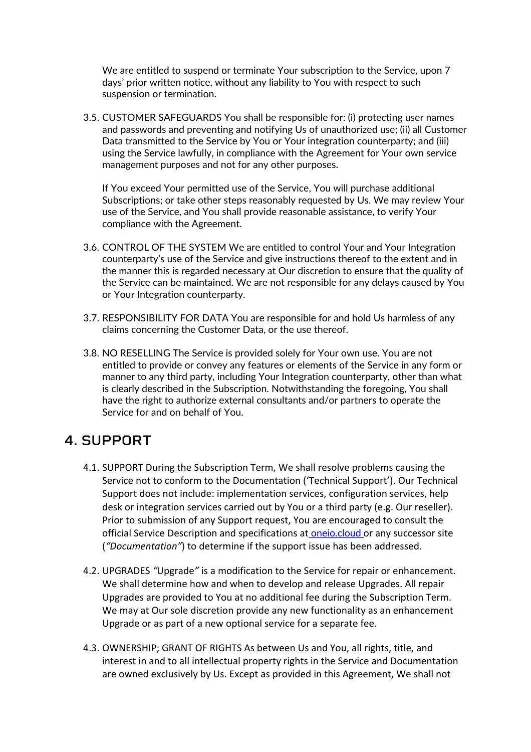We are entitled to suspend or terminate Your subscription to the Service, upon 7 days' prior written notice, without any liability to You with respect to such suspension or termination.

3.5. CUSTOMER SAFEGUARDS You shall be responsible for: (i) protecting user names and passwords and preventing and notifying Us of unauthorized use; (ii) all Customer Data transmitted to the Service by You or Your integration counterparty; and (iii) using the Service lawfully, in compliance with the Agreement for Your own service management purposes and not for any other purposes.

If You exceed Your permitted use of the Service, You will purchase additional Subscriptions; or take other steps reasonably requested by Us. We may review Your use of the Service, and You shall provide reasonable assistance, to verify Your compliance with the Agreement.

3.6. CONTROL OF THE SYSTEM We are entitled to control Your and Your Integration counterparty's use of the Service and give instructions thereof to the extent and in the manner this is regarded necessary at Our discretion to ensure that the quality of the Service can be maintained. We are not responsible for any delays caused by You or Your Integration counterparty.

3.7. RESPONSIBILITY FOR DATA You are responsible for and hold Us harmless of any claims concerning the Customer Data, or the use thereof.

3.8. NO RESELLING The Service is provided solely for Your own use. You are not entitled to provide or convey any features or elements of the Service in any form or manner to any third party, including Your Integration counterparty, other than what is clearly described in the Subscription. Notwithstanding the foregoing, You shall have the right to authorize external consultants and/or partners to operate the Service for and on behalf of You.

## 4. SUPPORT

4.1. SUPPORT During the Subscription Term, We shall resolve problems causing the Service not to conform to the Documentation ('Technical Support'). Our Technical Support does not include: implementation services, configuration services, help desk or integration services carried out by You or a third party (e.g. Our reseller). Prior to submission of any Support request, You are encouraged to consult the official Service Description and specifications at oneio.cloud or any successor site (*"Documentation"*) to determine if the support issue has been addressed.

4.2. UPGRADES *"*Upgrade*"* is a modification to the Service for repair or enhancement. We shall determine how and when to develop and release Upgrades. All repair Upgrades are provided to You at no additional fee during the Subscription Term. We may at Our sole discretion provide any new functionality as an enhancement Upgrade or as part of a new optional service for a separate fee.

4.3. OWNERSHIP; GRANT OF RIGHTS As between Us and You, all rights, title, and interest in and to all intellectual property rights in the Service and Documentation are owned exclusively by Us. Except as provided in this Agreement, We shall not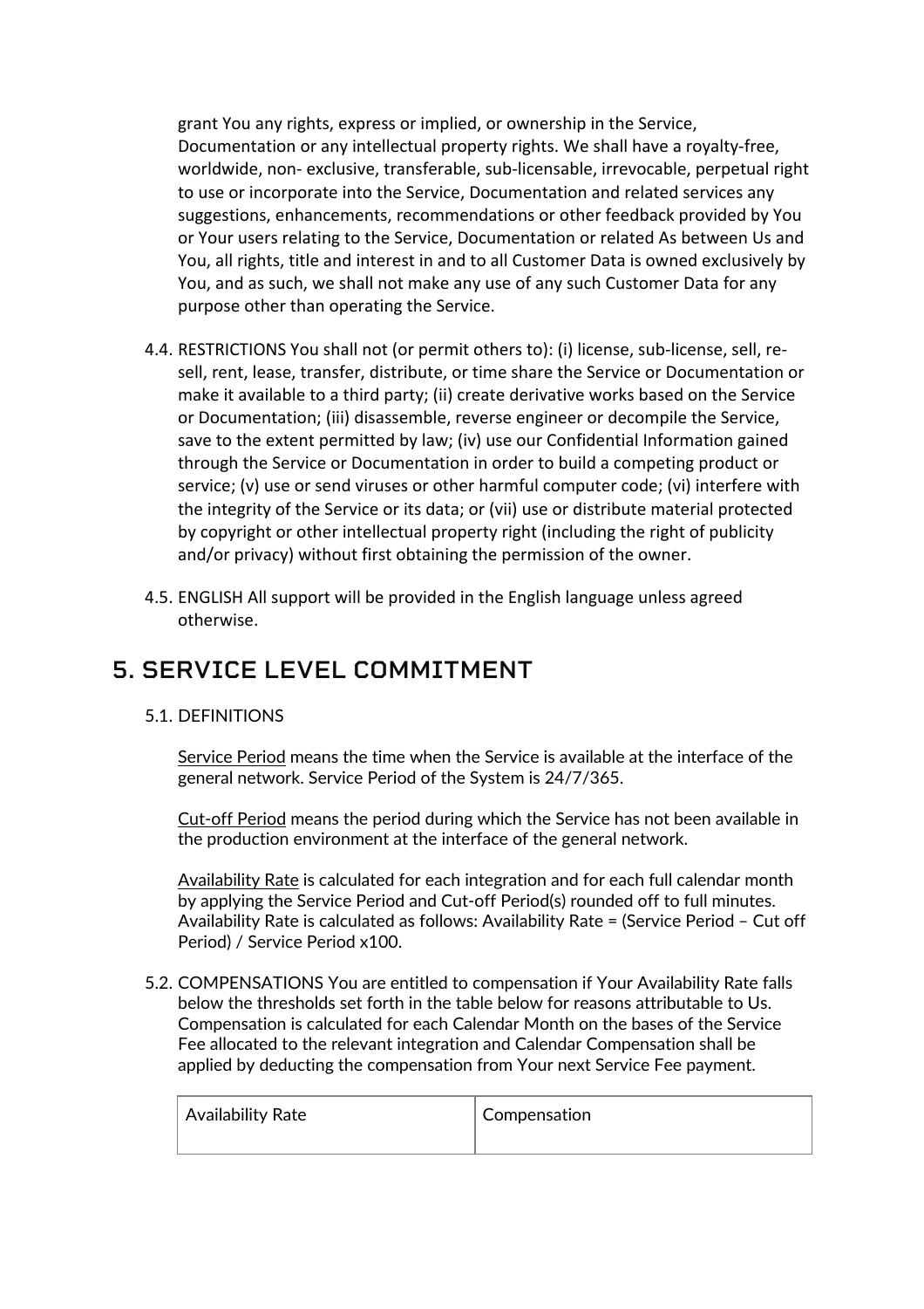grant You any rights, express or implied, or ownership in the Service, Documentation or any intellectual property rights. We shall have a royalty-free, worldwide, non- exclusive, transferable, sub-licensable, irrevocable, perpetual right to use or incorporate into the Service, Documentation and related services any suggestions, enhancements, recommendations or other feedback provided by You or Your users relating to the Service, Documentation or related As between Us and You, all rights, title and interest in and to all Customer Data is owned exclusively by You, and as such, we shall not make any use of any such Customer Data for any purpose other than operating the Service.

4.4. RESTRICTIONS You shall not (or permit others to): (i) license, sub-license, sell, re-sell, rent, lease, transfer, distribute, or time share the Service or Documentation or make it available to a third party; (ii) create derivative works based on the Service or Documentation; (iii) disassemble, reverse engineer or decompile the Service, save to the extent permitted by law; (iv) use our Confidential Information gained through the Service or Documentation in order to build a competing product or service; (v) use or send viruses or other harmful computer code; (vi) interfere with the integrity of the Service or its data; or (vii) use or distribute material protected by copyright or other intellectual property right (including the right of publicity and/or privacy) without first obtaining the permission of the owner.

4.5. ENGLISH All support will be provided in the English language unless agreed otherwise.

# 5. SERVICE LEVEL COMMITMENT

5.1. DEFINITIONS

Service Period means the time when the Service is available at the interface of the general network. Service Period of the System is 24/7/365.

Cut-off Period means the period during which the Service has not been available in the production environment at the interface of the general network.

Availability Rate is calculated for each integration and for each full calendar month by applying the Service Period and Cut-off Period(s) rounded off to full minutes. Availability Rate is calculated as follows: Availability Rate = (Service Period – Cut off Period) / Service Period x100.

5.2. COMPENSATIONS You are entitled to compensation if Your Availability Rate falls below the thresholds set forth in the table below for reasons attributable to Us. Compensation is calculated for each Calendar Month on the bases of the Service Fee allocated to the relevant integration and Calendar Compensation shall be applied by deducting the compensation from Your next Service Fee payment.

| Availability Rate | Compensation |
|---|---|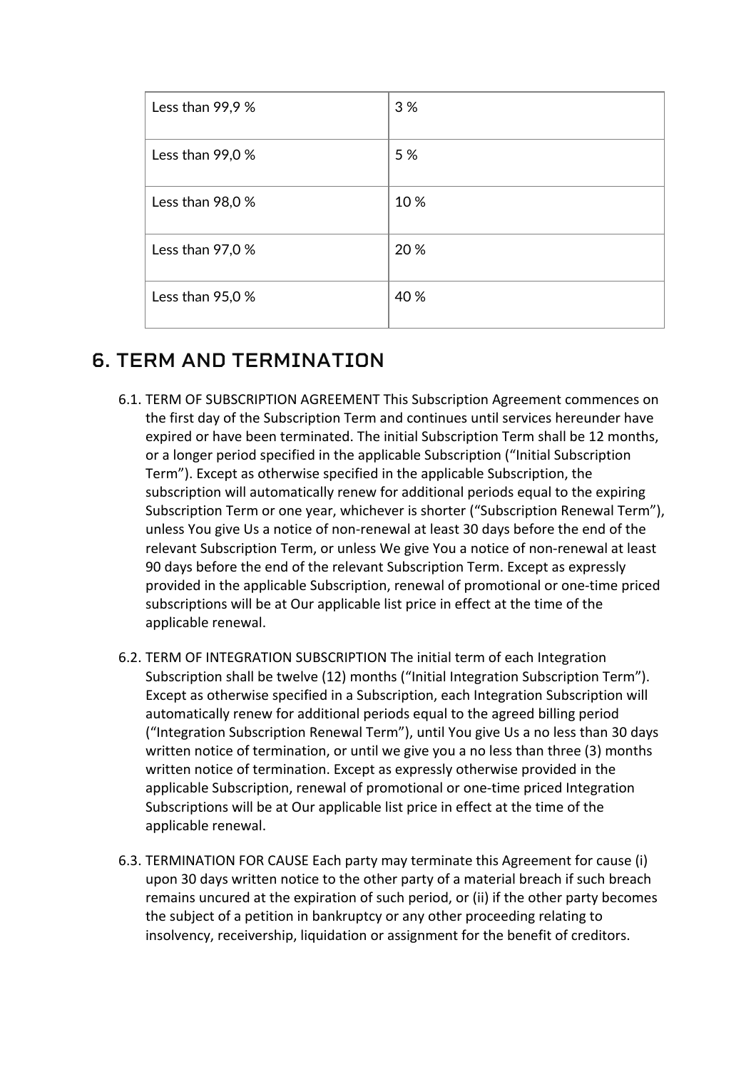| Less than 99,9 % | 3 % |
|---|---|
| Less than 99,0 % | 5 % |
| Less than 98,0 % | 10 % |
| Less than 97,0 % | 20 % |
| Less than 95,0 % | 40 % |

## 6. TERM AND TERMINATION

6.1. TERM OF SUBSCRIPTION AGREEMENT This Subscription Agreement commences on the first day of the Subscription Term and continues until services hereunder have expired or have been terminated. The initial Subscription Term shall be 12 months, or a longer period specified in the applicable Subscription ("Initial Subscription Term"). Except as otherwise specified in the applicable Subscription, the subscription will automatically renew for additional periods equal to the expiring Subscription Term or one year, whichever is shorter ("Subscription Renewal Term"), unless You give Us a notice of non-renewal at least 30 days before the end of the relevant Subscription Term, or unless We give You a notice of non-renewal at least 90 days before the end of the relevant Subscription Term. Except as expressly provided in the applicable Subscription, renewal of promotional or one-time priced subscriptions will be at Our applicable list price in effect at the time of the applicable renewal.

6.2. TERM OF INTEGRATION SUBSCRIPTION The initial term of each Integration Subscription shall be twelve (12) months ("Initial Integration Subscription Term"). Except as otherwise specified in a Subscription, each Integration Subscription will automatically renew for additional periods equal to the agreed billing period ("Integration Subscription Renewal Term"), until You give Us a no less than 30 days written notice of termination, or until we give you a no less than three (3) months written notice of termination. Except as expressly otherwise provided in the applicable Subscription, renewal of promotional or one-time priced Integration Subscriptions will be at Our applicable list price in effect at the time of the applicable renewal.

6.3. TERMINATION FOR CAUSE Each party may terminate this Agreement for cause (i) upon 30 days written notice to the other party of a material breach if such breach remains uncured at the expiration of such period, or (ii) if the other party becomes the subject of a petition in bankruptcy or any other proceeding relating to insolvency, receivership, liquidation or assignment for the benefit of creditors.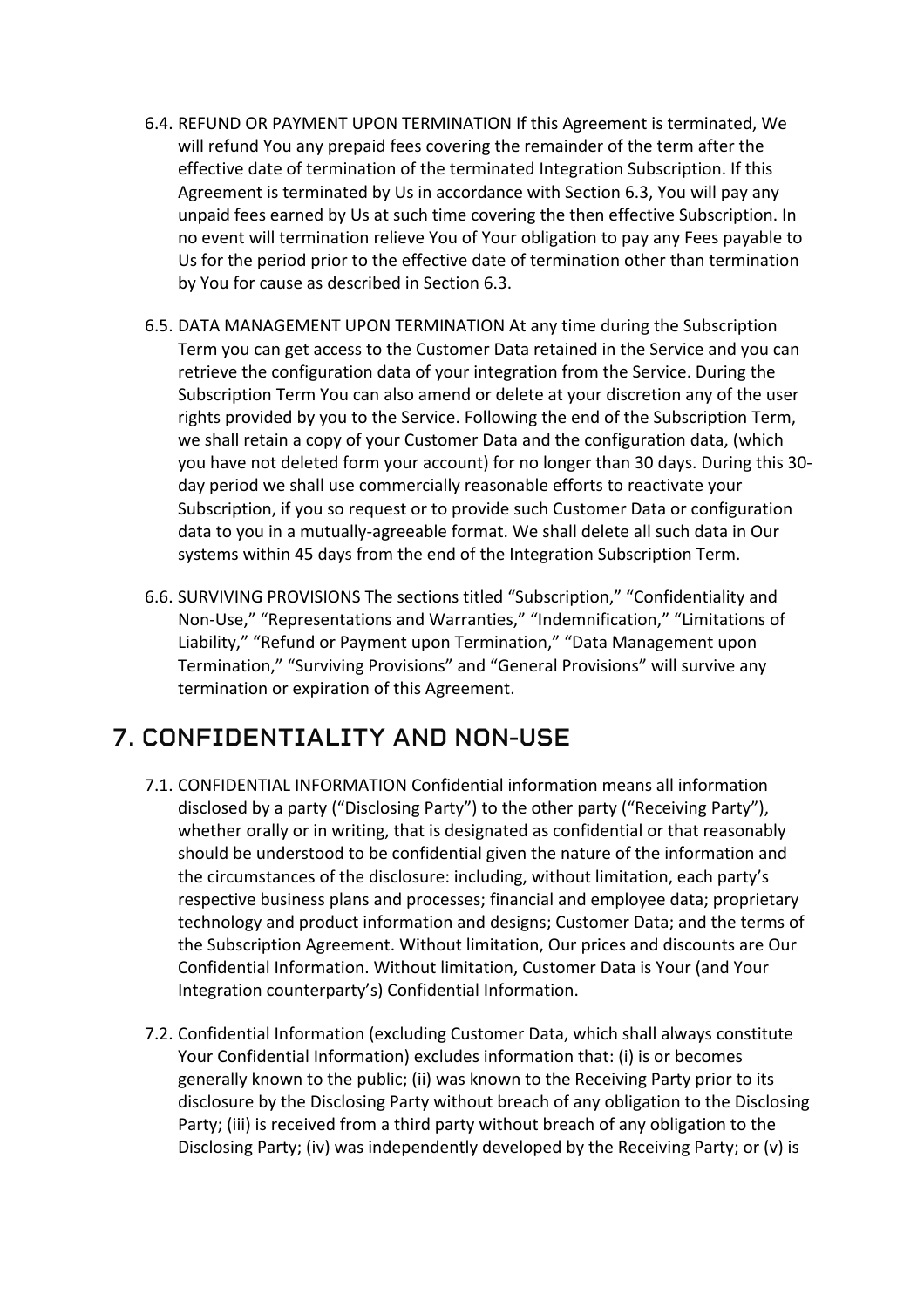6.4. REFUND OR PAYMENT UPON TERMINATION If this Agreement is terminated, We will refund You any prepaid fees covering the remainder of the term after the effective date of termination of the terminated Integration Subscription. If this Agreement is terminated by Us in accordance with Section 6.3, You will pay any unpaid fees earned by Us at such time covering the then effective Subscription. In no event will termination relieve You of Your obligation to pay any Fees payable to Us for the period prior to the effective date of termination other than termination by You for cause as described in Section 6.3.

6.5. DATA MANAGEMENT UPON TERMINATION At any time during the Subscription Term you can get access to the Customer Data retained in the Service and you can retrieve the configuration data of your integration from the Service. During the Subscription Term You can also amend or delete at your discretion any of the user rights provided by you to the Service. Following the end of the Subscription Term, we shall retain a copy of your Customer Data and the configuration data, (which you have not deleted form your account) for no longer than 30 days. During this 30-day period we shall use commercially reasonable efforts to reactivate your Subscription, if you so request or to provide such Customer Data or configuration data to you in a mutually-agreeable format. We shall delete all such data in Our systems within 45 days from the end of the Integration Subscription Term.

6.6. SURVIVING PROVISIONS The sections titled “Subscription,” “Confidentiality and Non-Use,” “Representations and Warranties,” “Indemnification,” “Limitations of Liability,” “Refund or Payment upon Termination,” “Data Management upon Termination,” “Surviving Provisions” and “General Provisions” will survive any termination or expiration of this Agreement.

## 7. CONFIDENTIALITY AND NON-USE

7.1. CONFIDENTIAL INFORMATION Confidential information means all information disclosed by a party (“Disclosing Party”) to the other party (“Receiving Party”), whether orally or in writing, that is designated as confidential or that reasonably should be understood to be confidential given the nature of the information and the circumstances of the disclosure: including, without limitation, each party’s respective business plans and processes; financial and employee data; proprietary technology and product information and designs; Customer Data; and the terms of the Subscription Agreement. Without limitation, Our prices and discounts are Our Confidential Information. Without limitation, Customer Data is Your (and Your Integration counterparty’s) Confidential Information.

7.2. Confidential Information (excluding Customer Data, which shall always constitute Your Confidential Information) excludes information that: (i) is or becomes generally known to the public; (ii) was known to the Receiving Party prior to its disclosure by the Disclosing Party without breach of any obligation to the Disclosing Party; (iii) is received from a third party without breach of any obligation to the Disclosing Party; (iv) was independently developed by the Receiving Party; or (v) is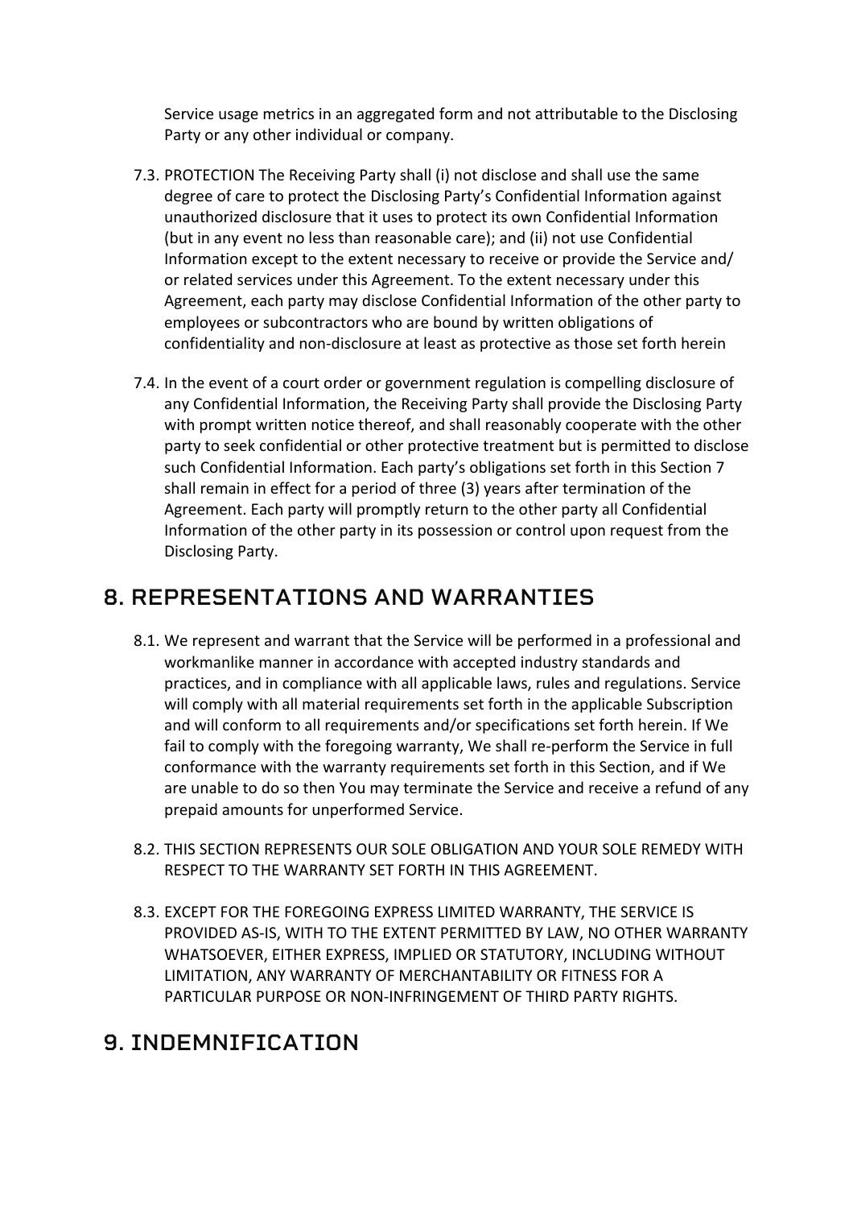Service usage metrics in an aggregated form and not attributable to the Disclosing Party or any other individual or company.

7.3. PROTECTION The Receiving Party shall (i) not disclose and shall use the same degree of care to protect the Disclosing Party's Confidential Information against unauthorized disclosure that it uses to protect its own Confidential Information (but in any event no less than reasonable care); and (ii) not use Confidential Information except to the extent necessary to receive or provide the Service and/or related services under this Agreement. To the extent necessary under this Agreement, each party may disclose Confidential Information of the other party to employees or subcontractors who are bound by written obligations of confidentiality and non-disclosure at least as protective as those set forth herein

7.4. In the event of a court order or government regulation is compelling disclosure of any Confidential Information, the Receiving Party shall provide the Disclosing Party with prompt written notice thereof, and shall reasonably cooperate with the other party to seek confidential or other protective treatment but is permitted to disclose such Confidential Information. Each party's obligations set forth in this Section 7 shall remain in effect for a period of three (3) years after termination of the Agreement. Each party will promptly return to the other party all Confidential Information of the other party in its possession or control upon request from the Disclosing Party.

## 8. REPRESENTATIONS AND WARRANTIES

8.1. We represent and warrant that the Service will be performed in a professional and workmanlike manner in accordance with accepted industry standards and practices, and in compliance with all applicable laws, rules and regulations. Service will comply with all material requirements set forth in the applicable Subscription and will conform to all requirements and/or specifications set forth herein. If We fail to comply with the foregoing warranty, We shall re-perform the Service in full conformance with the warranty requirements set forth in this Section, and if We are unable to do so then You may terminate the Service and receive a refund of any prepaid amounts for unperformed Service.

8.2. THIS SECTION REPRESENTS OUR SOLE OBLIGATION AND YOUR SOLE REMEDY WITH RESPECT TO THE WARRANTY SET FORTH IN THIS AGREEMENT.

8.3. EXCEPT FOR THE FOREGOING EXPRESS LIMITED WARRANTY, THE SERVICE IS PROVIDED AS-IS, WITH TO THE EXTENT PERMITTED BY LAW, NO OTHER WARRANTY WHATSOEVER, EITHER EXPRESS, IMPLIED OR STATUTORY, INCLUDING WITHOUT LIMITATION, ANY WARRANTY OF MERCHANTABILITY OR FITNESS FOR A PARTICULAR PURPOSE OR NON-INFRINGEMENT OF THIRD PARTY RIGHTS.

## 9. INDEMNIFICATION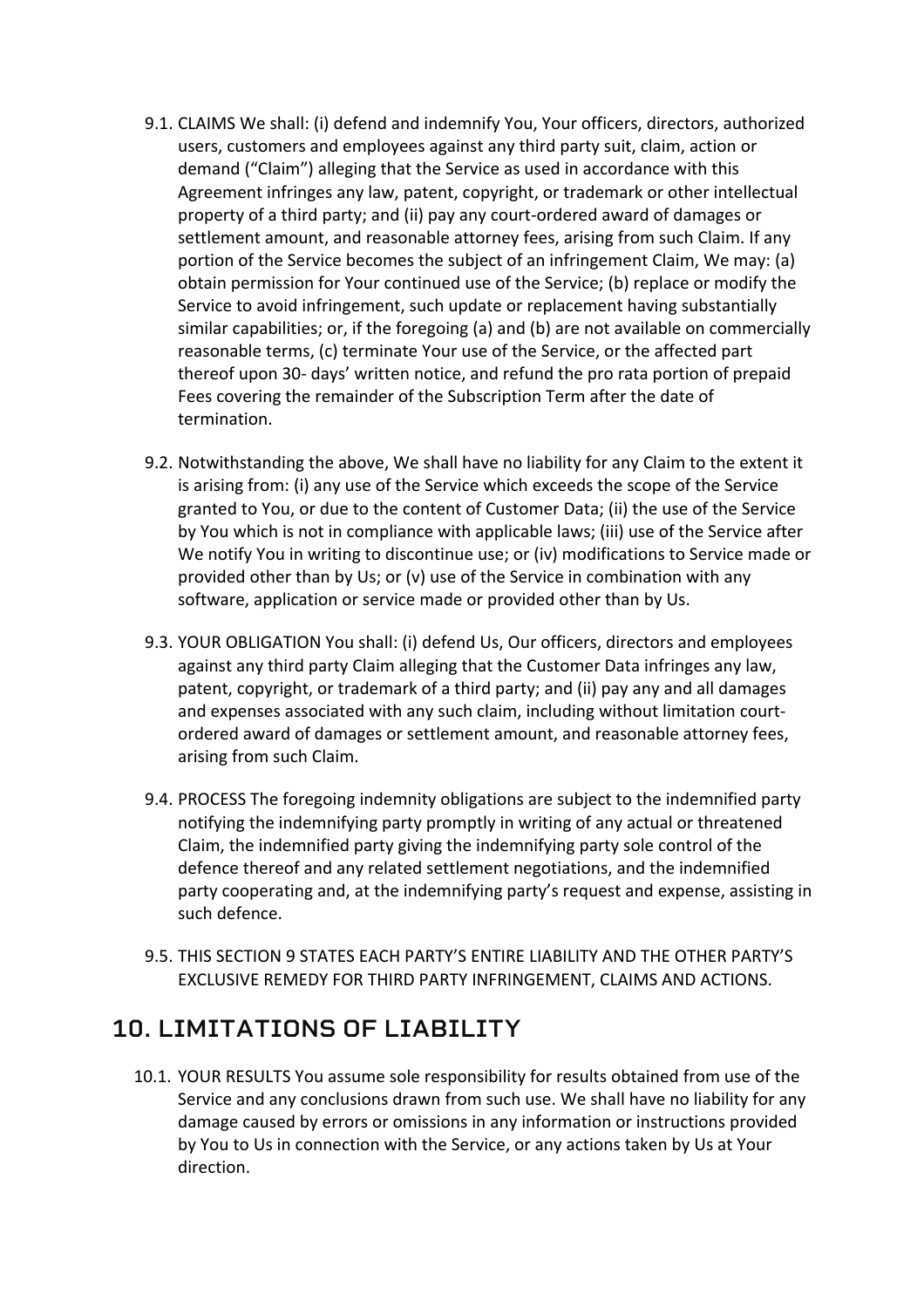9.1. CLAIMS We shall: (i) defend and indemnify You, Your officers, directors, authorized users, customers and employees against any third party suit, claim, action or demand (“Claim”) alleging that the Service as used in accordance with this Agreement infringes any law, patent, copyright, or trademark or other intellectual property of a third party; and (ii) pay any court-ordered award of damages or settlement amount, and reasonable attorney fees, arising from such Claim. If any portion of the Service becomes the subject of an infringement Claim, We may: (a) obtain permission for Your continued use of the Service; (b) replace or modify the Service to avoid infringement, such update or replacement having substantially similar capabilities; or, if the foregoing (a) and (b) are not available on commercially reasonable terms, (c) terminate Your use of the Service, or the affected part thereof upon 30- days’ written notice, and refund the pro rata portion of prepaid Fees covering the remainder of the Subscription Term after the date of termination.

9.2. Notwithstanding the above, We shall have no liability for any Claim to the extent it is arising from: (i) any use of the Service which exceeds the scope of the Service granted to You, or due to the content of Customer Data; (ii) the use of the Service by You which is not in compliance with applicable laws; (iii) use of the Service after We notify You in writing to discontinue use; or (iv) modifications to Service made or provided other than by Us; or (v) use of the Service in combination with any software, application or service made or provided other than by Us.

9.3. YOUR OBLIGATION You shall: (i) defend Us, Our officers, directors and employees against any third party Claim alleging that the Customer Data infringes any law, patent, copyright, or trademark of a third party; and (ii) pay any and all damages and expenses associated with any such claim, including without limitation court-ordered award of damages or settlement amount, and reasonable attorney fees, arising from such Claim.

9.4. PROCESS The foregoing indemnity obligations are subject to the indemnified party notifying the indemnifying party promptly in writing of any actual or threatened Claim, the indemnified party giving the indemnifying party sole control of the defence thereof and any related settlement negotiations, and the indemnified party cooperating and, at the indemnifying party’s request and expense, assisting in such defence.

9.5. THIS SECTION 9 STATES EACH PARTY’S ENTIRE LIABILITY AND THE OTHER PARTY’S EXCLUSIVE REMEDY FOR THIRD PARTY INFRINGEMENT, CLAIMS AND ACTIONS.

## 10. LIMITATIONS OF LIABILITY

10.1. YOUR RESULTS You assume sole responsibility for results obtained from use of the Service and any conclusions drawn from such use. We shall have no liability for any damage caused by errors or omissions in any information or instructions provided by You to Us in connection with the Service, or any actions taken by Us at Your direction.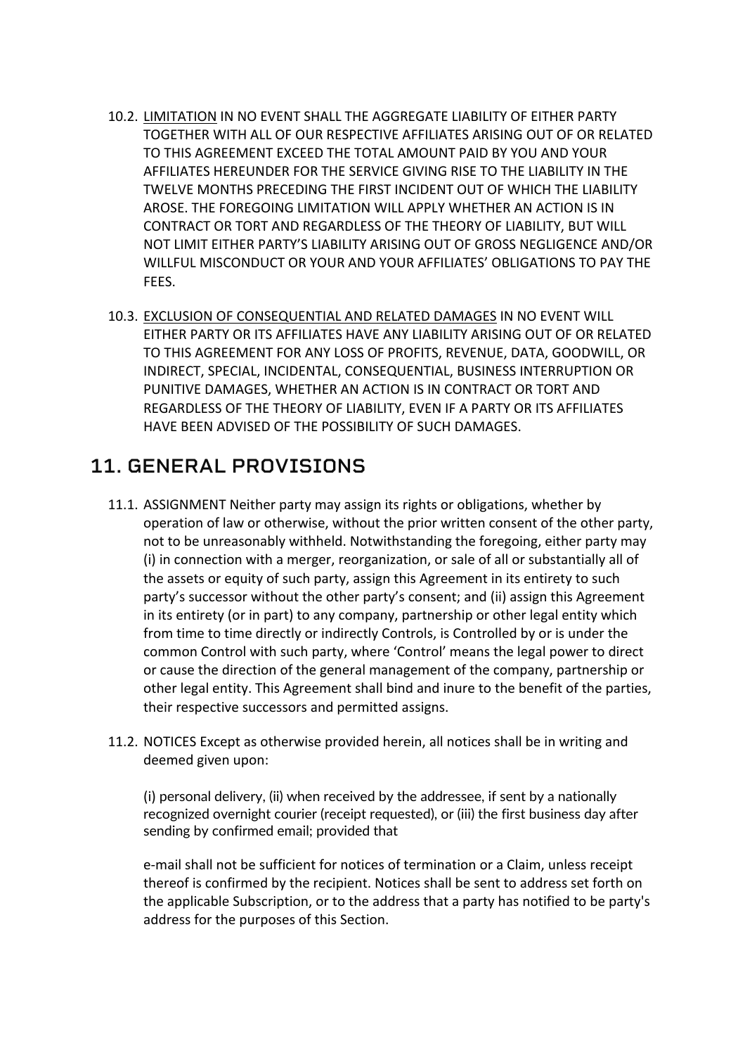10.2. <u>LIMITATION</u> IN NO EVENT SHALL THE AGGREGATE LIABILITY OF EITHER PARTY TOGETHER WITH ALL OF OUR RESPECTIVE AFFILIATES ARISING OUT OF OR RELATED TO THIS AGREEMENT EXCEED THE TOTAL AMOUNT PAID BY YOU AND YOUR AFFILIATES HEREUNDER FOR THE SERVICE GIVING RISE TO THE LIABILITY IN THE TWELVE MONTHS PRECEDING THE FIRST INCIDENT OUT OF WHICH THE LIABILITY AROSE. THE FOREGOING LIMITATION WILL APPLY WHETHER AN ACTION IS IN CONTRACT OR TORT AND REGARDLESS OF THE THEORY OF LIABILITY, BUT WILL NOT LIMIT EITHER PARTY'S LIABILITY ARISING OUT OF GROSS NEGLIGENCE AND/OR WILLFUL MISCONDUCT OR YOUR AND YOUR AFFILIATES' OBLIGATIONS TO PAY THE FEES.

10.3. <u>EXCLUSION OF CONSEQUENTIAL AND RELATED DAMAGES</u> IN NO EVENT WILL EITHER PARTY OR ITS AFFILIATES HAVE ANY LIABILITY ARISING OUT OF OR RELATED TO THIS AGREEMENT FOR ANY LOSS OF PROFITS, REVENUE, DATA, GOODWILL, OR INDIRECT, SPECIAL, INCIDENTAL, CONSEQUENTIAL, BUSINESS INTERRUPTION OR PUNITIVE DAMAGES, WHETHER AN ACTION IS IN CONTRACT OR TORT AND REGARDLESS OF THE THEORY OF LIABILITY, EVEN IF A PARTY OR ITS AFFILIATES HAVE BEEN ADVISED OF THE POSSIBILITY OF SUCH DAMAGES.

## 11. GENERAL PROVISIONS

11.1. ASSIGNMENT Neither party may assign its rights or obligations, whether by operation of law or otherwise, without the prior written consent of the other party, not to be unreasonably withheld. Notwithstanding the foregoing, either party may (i) in connection with a merger, reorganization, or sale of all or substantially all of the assets or equity of such party, assign this Agreement in its entirety to such party's successor without the other party's consent; and (ii) assign this Agreement in its entirety (or in part) to any company, partnership or other legal entity which from time to time directly or indirectly Controls, is Controlled by or is under the common Control with such party, where 'Control' means the legal power to direct or cause the direction of the general management of the company, partnership or other legal entity. This Agreement shall bind and inure to the benefit of the parties, their respective successors and permitted assigns.

11.2. NOTICES Except as otherwise provided herein, all notices shall be in writing and deemed given upon:

(i) personal delivery, (ii) when received by the addressee, if sent by a nationally recognized overnight courier (receipt requested), or (iii) the first business day after sending by confirmed email; provided that

e-mail shall not be sufficient for notices of termination or a Claim, unless receipt thereof is confirmed by the recipient. Notices shall be sent to address set forth on the applicable Subscription, or to the address that a party has notified to be party's address for the purposes of this Section.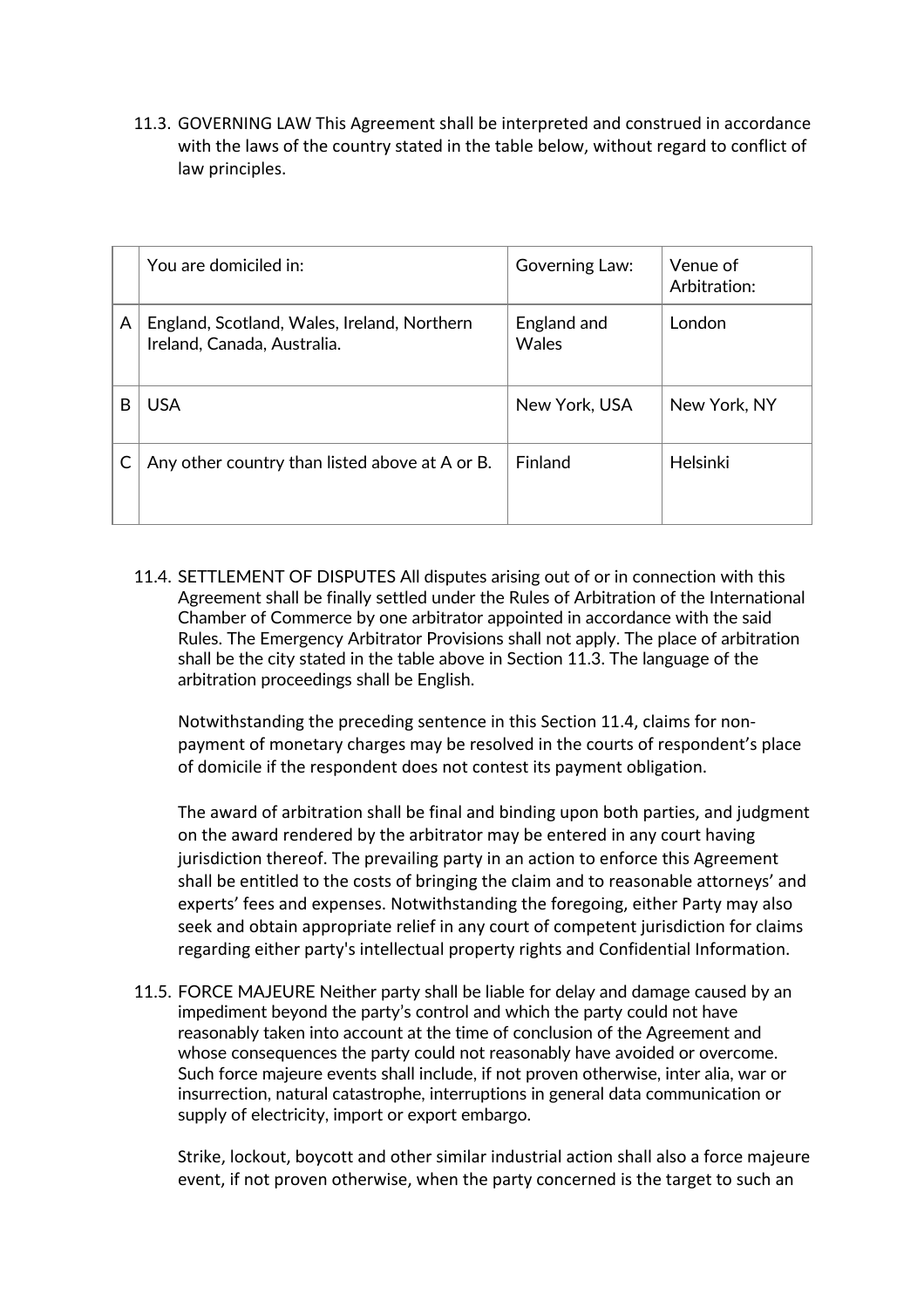11.3. GOVERNING LAW This Agreement shall be interpreted and construed in accordance with the laws of the country stated in the table below, without regard to conflict of law principles.

| | You are domiciled in: | Governing Law: | Venue of Arbitration: |
|---|---|---|---|
| A | England, Scotland, Wales, Ireland, Northern Ireland, Canada, Australia. | England and Wales | London |
| B | USA | New York, USA | New York, NY |
| C | Any other country than listed above at A or B. | Finland | Helsinki |

11.4. SETTLEMENT OF DISPUTES All disputes arising out of or in connection with this Agreement shall be finally settled under the Rules of Arbitration of the International Chamber of Commerce by one arbitrator appointed in accordance with the said Rules. The Emergency Arbitrator Provisions shall not apply. The place of arbitration shall be the city stated in the table above in Section 11.3. The language of the arbitration proceedings shall be English.

Notwithstanding the preceding sentence in this Section 11.4, claims for non-payment of monetary charges may be resolved in the courts of respondent's place of domicile if the respondent does not contest its payment obligation.

The award of arbitration shall be final and binding upon both parties, and judgment on the award rendered by the arbitrator may be entered in any court having jurisdiction thereof. The prevailing party in an action to enforce this Agreement shall be entitled to the costs of bringing the claim and to reasonable attorneys' and experts' fees and expenses. Notwithstanding the foregoing, either Party may also seek and obtain appropriate relief in any court of competent jurisdiction for claims regarding either party's intellectual property rights and Confidential Information.

11.5. FORCE MAJEURE Neither party shall be liable for delay and damage caused by an impediment beyond the party's control and which the party could not have reasonably taken into account at the time of conclusion of the Agreement and whose consequences the party could not reasonably have avoided or overcome. Such force majeure events shall include, if not proven otherwise, inter alia, war or insurrection, natural catastrophe, interruptions in general data communication or supply of electricity, import or export embargo.

Strike, lockout, boycott and other similar industrial action shall also a force majeure event, if not proven otherwise, when the party concerned is the target to such an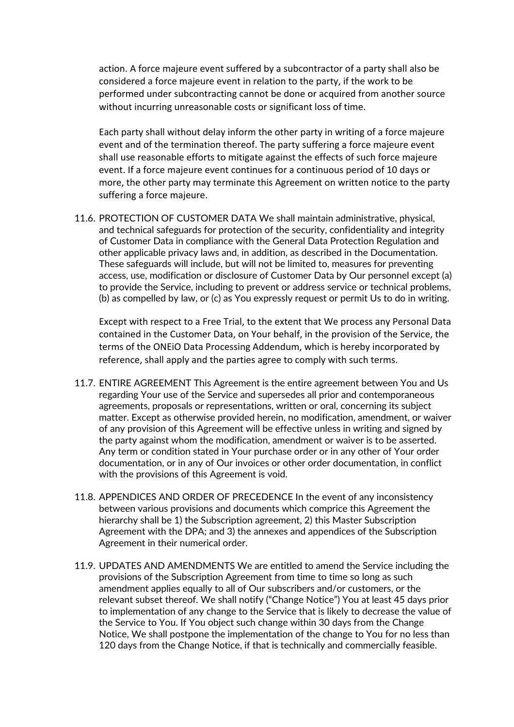action. A force majeure event suffered by a subcontractor of a party shall also be considered a force majeure event in relation to the party, if the work to be performed under subcontracting cannot be done or acquired from another source without incurring unreasonable costs or significant loss of time.

Each party shall without delay inform the other party in writing of a force majeure event and of the termination thereof. The party suffering a force majeure event shall use reasonable efforts to mitigate against the effects of such force majeure event. If a force majeure event continues for a continuous period of 10 days or more, the other party may terminate this Agreement on written notice to the party suffering a force majeure.

11.6. PROTECTION OF CUSTOMER DATA We shall maintain administrative, physical, and technical safeguards for protection of the security, confidentiality and integrity of Customer Data in compliance with the General Data Protection Regulation and other applicable privacy laws and, in addition, as described in the Documentation. These safeguards will include, but will not be limited to, measures for preventing access, use, modification or disclosure of Customer Data by Our personnel except (a) to provide the Service, including to prevent or address service or technical problems, (b) as compelled by law, or (c) as You expressly request or permit Us to do in writing.

Except with respect to a Free Trial, to the extent that We process any Personal Data contained in the Customer Data, on Your behalf, in the provision of the Service, the terms of the ONEiO Data Processing Addendum, which is hereby incorporated by reference, shall apply and the parties agree to comply with such terms.

11.7. ENTIRE AGREEMENT This Agreement is the entire agreement between You and Us regarding Your use of the Service and supersedes all prior and contemporaneous agreements, proposals or representations, written or oral, concerning its subject matter. Except as otherwise provided herein, no modification, amendment, or waiver of any provision of this Agreement will be effective unless in writing and signed by the party against whom the modification, amendment or waiver is to be asserted. Any term or condition stated in Your purchase order or in any other of Your order documentation, or in any of Our invoices or other order documentation, in conflict with the provisions of this Agreement is void.

11.8. APPENDICES AND ORDER OF PRECEDENCE In the event of any inconsistency between various provisions and documents which comprice this Agreement the hierarchy shall be 1) the Subscription agreement, 2) this Master Subscription Agreement with the DPA; and 3) the annexes and appendices of the Subscription Agreement in their numerical order.

11.9. UPDATES AND AMENDMENTS We are entitled to amend the Service including the provisions of the Subscription Agreement from time to time so long as such amendment applies equally to all of Our subscribers and/or customers, or the relevant subset thereof. We shall notify ("Change Notice") You at least 45 days prior to implementation of any change to the Service that is likely to decrease the value of the Service to You. If You object such change within 30 days from the Change Notice, We shall postpone the implementation of the change to You for no less than 120 days from the Change Notice, if that is technically and commercially feasible.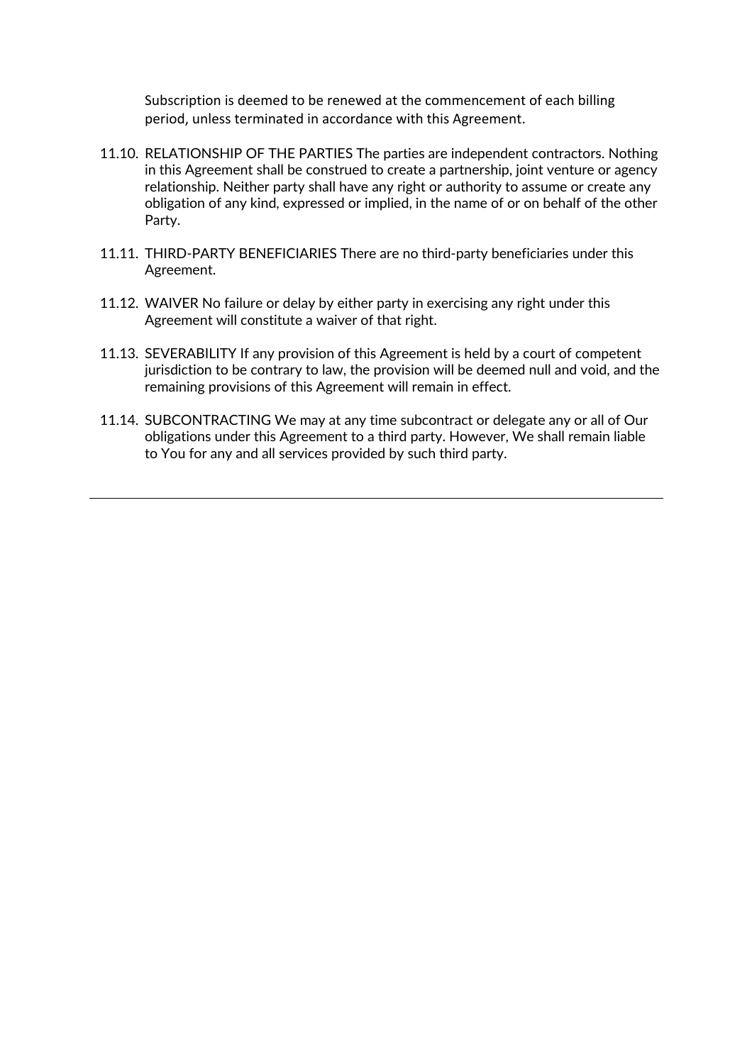Subscription is deemed to be renewed at the commencement of each billing period, unless terminated in accordance with this Agreement.

11.10. RELATIONSHIP OF THE PARTIES The parties are independent contractors. Nothing in this Agreement shall be construed to create a partnership, joint venture or agency relationship. Neither party shall have any right or authority to assume or create any obligation of any kind, expressed or implied, in the name of or on behalf of the other Party.

11.11. THIRD-PARTY BENEFICIARIES There are no third-party beneficiaries under this Agreement.

11.12. WAIVER No failure or delay by either party in exercising any right under this Agreement will constitute a waiver of that right.

11.13. SEVERABILITY If any provision of this Agreement is held by a court of competent jurisdiction to be contrary to law, the provision will be deemed null and void, and the remaining provisions of this Agreement will remain in effect.

11.14. SUBCONTRACTING We may at any time subcontract or delegate any or all of Our obligations under this Agreement to a third party. However, We shall remain liable to You for any and all services provided by such third party.

---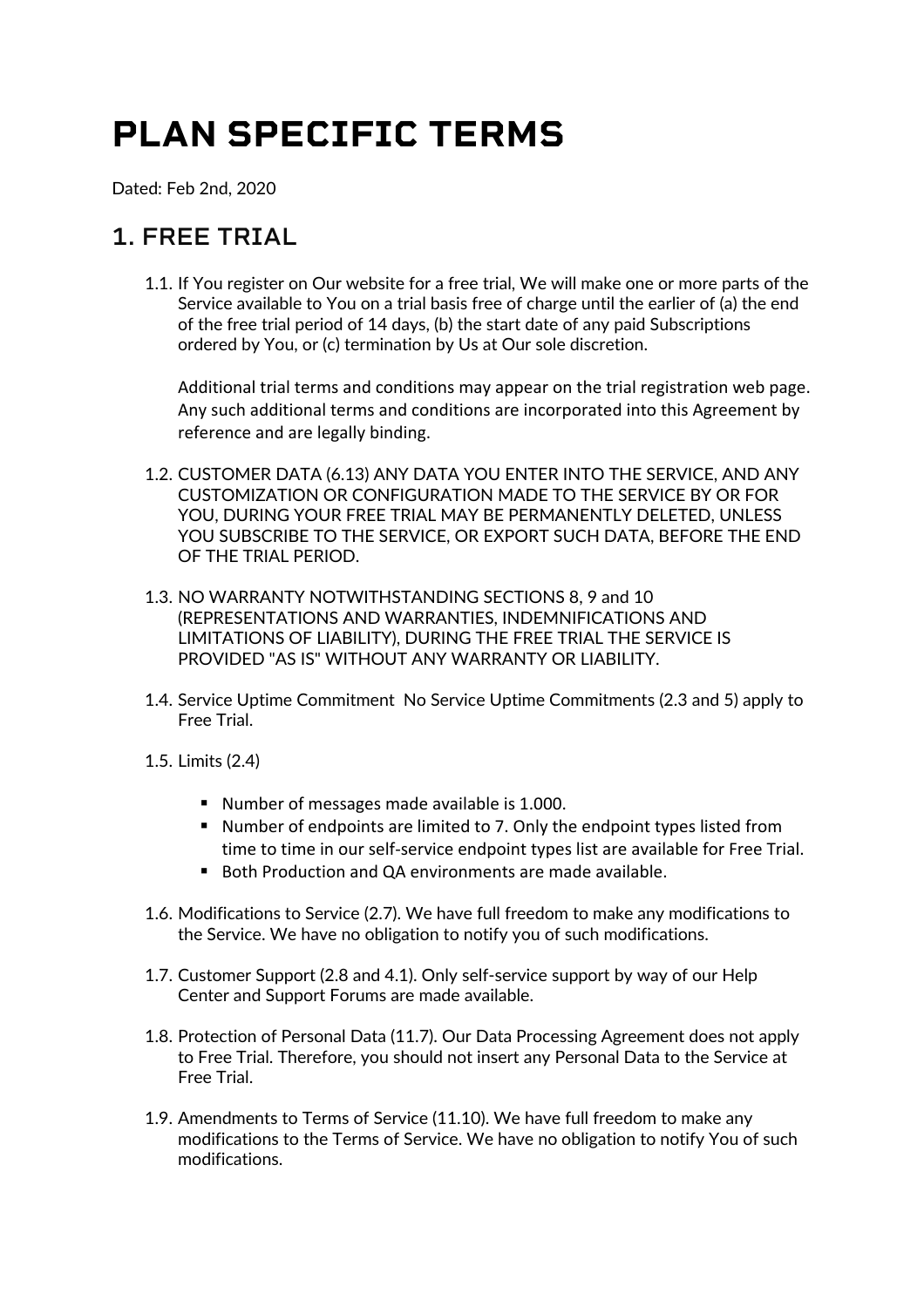# PLAN SPECIFIC TERMS

Dated: Feb 2nd, 2020

## 1. FREE TRIAL

1.1. If You register on Our website for a free trial, We will make one or more parts of the Service available to You on a trial basis free of charge until the earlier of (a) the end of the free trial period of 14 days, (b) the start date of any paid Subscriptions ordered by You, or (c) termination by Us at Our sole discretion.

Additional trial terms and conditions may appear on the trial registration web page. Any such additional terms and conditions are incorporated into this Agreement by reference and are legally binding.

1.2. CUSTOMER DATA (6.13) ANY DATA YOU ENTER INTO THE SERVICE, AND ANY CUSTOMIZATION OR CONFIGURATION MADE TO THE SERVICE BY OR FOR YOU, DURING YOUR FREE TRIAL MAY BE PERMANENTLY DELETED, UNLESS YOU SUBSCRIBE TO THE SERVICE, OR EXPORT SUCH DATA, BEFORE THE END OF THE TRIAL PERIOD.

1.3. NO WARRANTY NOTWITHSTANDING SECTIONS 8, 9 and 10 (REPRESENTATIONS AND WARRANTIES, INDEMNIFICATIONS AND LIMITATIONS OF LIABILITY), DURING THE FREE TRIAL THE SERVICE IS PROVIDED "AS IS" WITHOUT ANY WARRANTY OR LIABILITY.

1.4. Service Uptime Commitment No Service Uptime Commitments (2.3 and 5) apply to Free Trial.

1.5. Limits (2.4)

- Number of messages made available is 1.000.
- Number of endpoints are limited to 7. Only the endpoint types listed from time to time in our self-service endpoint types list are available for Free Trial.
- Both Production and QA environments are made available.

1.6. Modifications to Service (2.7). We have full freedom to make any modifications to the Service. We have no obligation to notify you of such modifications.

1.7. Customer Support (2.8 and 4.1). Only self-service support by way of our Help Center and Support Forums are made available.

1.8. Protection of Personal Data (11.7). Our Data Processing Agreement does not apply to Free Trial. Therefore, you should not insert any Personal Data to the Service at Free Trial.

1.9. Amendments to Terms of Service (11.10). We have full freedom to make any modifications to the Terms of Service. We have no obligation to notify You of such modifications.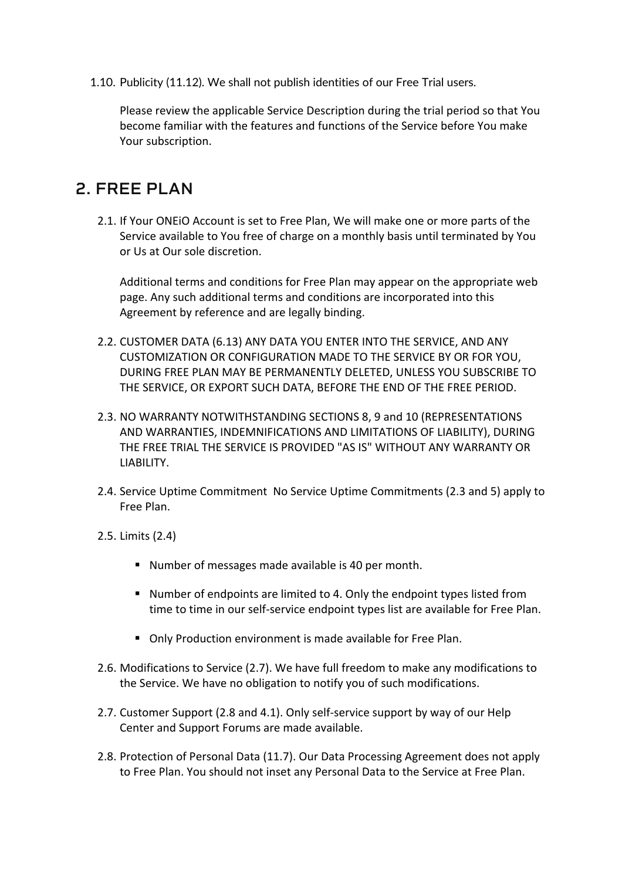1.10. Publicity (11.12). We shall not publish identities of our Free Trial users.

Please review the applicable Service Description during the trial period so that You become familiar with the features and functions of the Service before You make Your subscription.

## 2. FREE PLAN

2.1. If Your ONEiO Account is set to Free Plan, We will make one or more parts of the Service available to You free of charge on a monthly basis until terminated by You or Us at Our sole discretion.

Additional terms and conditions for Free Plan may appear on the appropriate web page. Any such additional terms and conditions are incorporated into this Agreement by reference and are legally binding.

2.2. CUSTOMER DATA (6.13) ANY DATA YOU ENTER INTO THE SERVICE, AND ANY CUSTOMIZATION OR CONFIGURATION MADE TO THE SERVICE BY OR FOR YOU, DURING FREE PLAN MAY BE PERMANENTLY DELETED, UNLESS YOU SUBSCRIBE TO THE SERVICE, OR EXPORT SUCH DATA, BEFORE THE END OF THE FREE PERIOD.

2.3. NO WARRANTY NOTWITHSTANDING SECTIONS 8, 9 and 10 (REPRESENTATIONS AND WARRANTIES, INDEMNIFICATIONS AND LIMITATIONS OF LIABILITY), DURING THE FREE TRIAL THE SERVICE IS PROVIDED "AS IS" WITHOUT ANY WARRANTY OR LIABILITY.

2.4. Service Uptime Commitment No Service Uptime Commitments (2.3 and 5) apply to Free Plan.

2.5. Limits (2.4)

- Number of messages made available is 40 per month.
- Number of endpoints are limited to 4. Only the endpoint types listed from time to time in our self-service endpoint types list are available for Free Plan.
- Only Production environment is made available for Free Plan.

2.6. Modifications to Service (2.7). We have full freedom to make any modifications to the Service. We have no obligation to notify you of such modifications.

2.7. Customer Support (2.8 and 4.1). Only self-service support by way of our Help Center and Support Forums are made available.

2.8. Protection of Personal Data (11.7). Our Data Processing Agreement does not apply to Free Plan. You should not inset any Personal Data to the Service at Free Plan.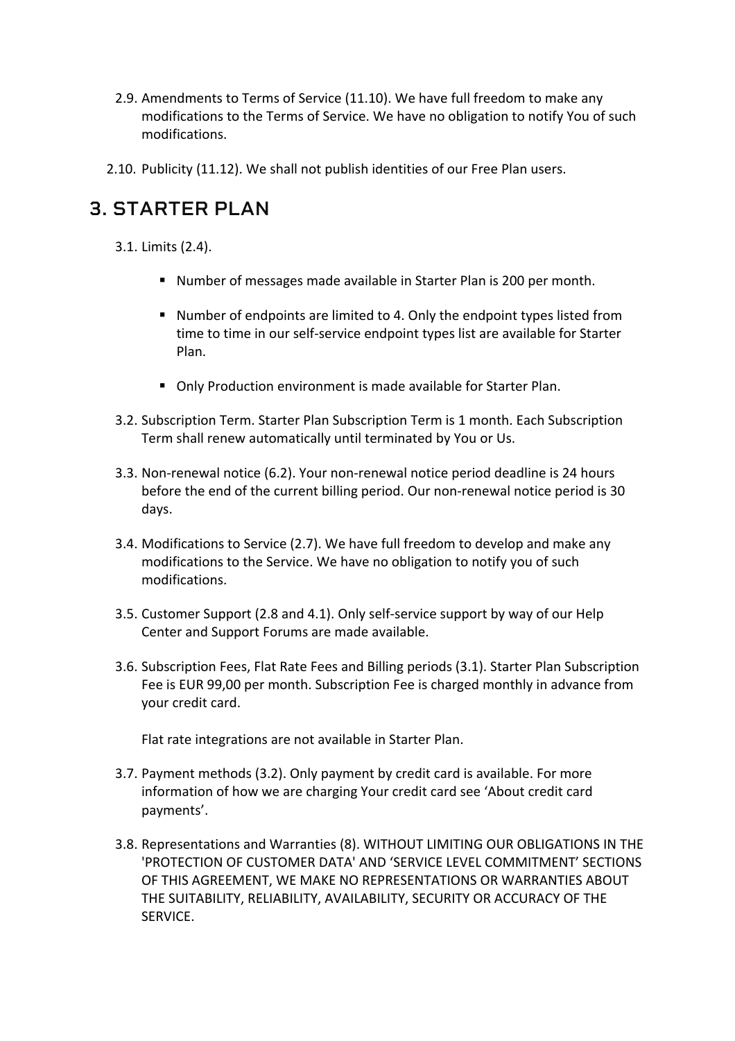2.9. Amendments to Terms of Service (11.10). We have full freedom to make any modifications to the Terms of Service. We have no obligation to notify You of such modifications.

2.10. Publicity (11.12). We shall not publish identities of our Free Plan users.

## 3. STARTER PLAN

3.1. Limits (2.4).

- Number of messages made available in Starter Plan is 200 per month.
- Number of endpoints are limited to 4. Only the endpoint types listed from time to time in our self-service endpoint types list are available for Starter Plan.
- Only Production environment is made available for Starter Plan.

3.2. Subscription Term. Starter Plan Subscription Term is 1 month. Each Subscription Term shall renew automatically until terminated by You or Us.

3.3. Non-renewal notice (6.2). Your non-renewal notice period deadline is 24 hours before the end of the current billing period. Our non-renewal notice period is 30 days.

3.4. Modifications to Service (2.7). We have full freedom to develop and make any modifications to the Service. We have no obligation to notify you of such modifications.

3.5. Customer Support (2.8 and 4.1). Only self-service support by way of our Help Center and Support Forums are made available.

3.6. Subscription Fees, Flat Rate Fees and Billing periods (3.1). Starter Plan Subscription Fee is EUR 99,00 per month. Subscription Fee is charged monthly in advance from your credit card.

Flat rate integrations are not available in Starter Plan.

3.7. Payment methods (3.2). Only payment by credit card is available. For more information of how we are charging Your credit card see 'About credit card payments'.

3.8. Representations and Warranties (8). WITHOUT LIMITING OUR OBLIGATIONS IN THE 'PROTECTION OF CUSTOMER DATA' AND 'SERVICE LEVEL COMMITMENT' SECTIONS OF THIS AGREEMENT, WE MAKE NO REPRESENTATIONS OR WARRANTIES ABOUT THE SUITABILITY, RELIABILITY, AVAILABILITY, SECURITY OR ACCURACY OF THE SERVICE.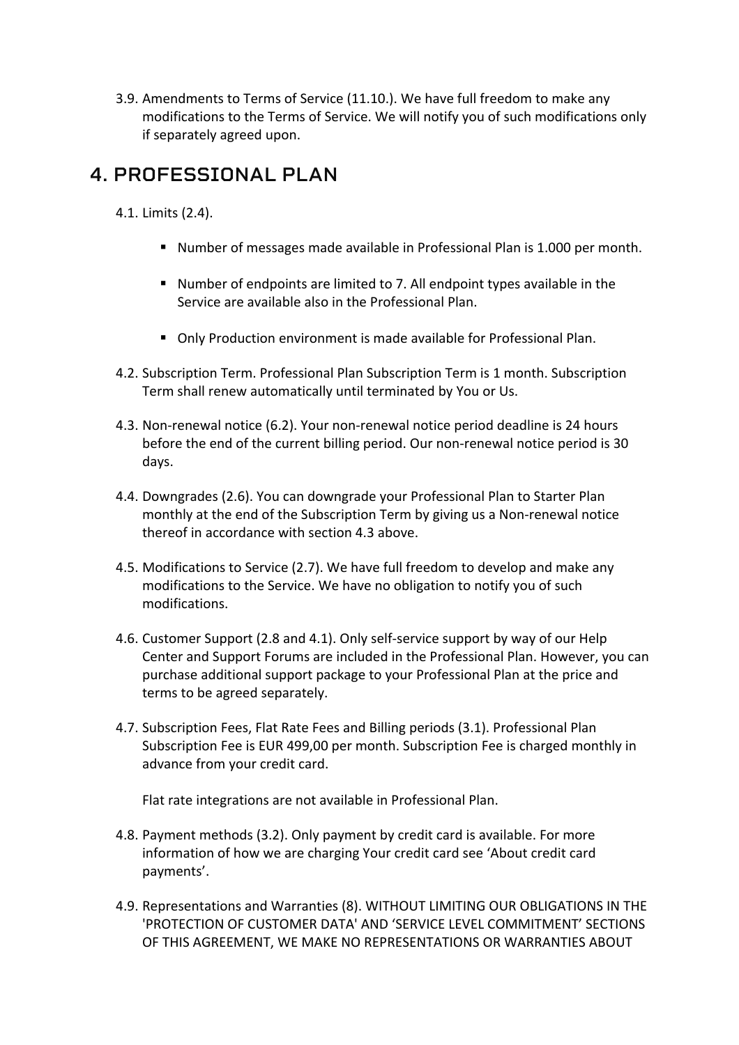3.9. Amendments to Terms of Service (11.10.). We have full freedom to make any modifications to the Terms of Service. We will notify you of such modifications only if separately agreed upon.

## 4. PROFESSIONAL PLAN

4.1. Limits (2.4).

- Number of messages made available in Professional Plan is 1.000 per month.
- Number of endpoints are limited to 7. All endpoint types available in the Service are available also in the Professional Plan.
- Only Production environment is made available for Professional Plan.

4.2. Subscription Term. Professional Plan Subscription Term is 1 month. Subscription Term shall renew automatically until terminated by You or Us.

4.3. Non-renewal notice (6.2). Your non-renewal notice period deadline is 24 hours before the end of the current billing period. Our non-renewal notice period is 30 days.

4.4. Downgrades (2.6). You can downgrade your Professional Plan to Starter Plan monthly at the end of the Subscription Term by giving us a Non-renewal notice thereof in accordance with section 4.3 above.

4.5. Modifications to Service (2.7). We have full freedom to develop and make any modifications to the Service. We have no obligation to notify you of such modifications.

4.6. Customer Support (2.8 and 4.1). Only self-service support by way of our Help Center and Support Forums are included in the Professional Plan. However, you can purchase additional support package to your Professional Plan at the price and terms to be agreed separately.

4.7. Subscription Fees, Flat Rate Fees and Billing periods (3.1). Professional Plan Subscription Fee is EUR 499,00 per month. Subscription Fee is charged monthly in advance from your credit card.

Flat rate integrations are not available in Professional Plan.

4.8. Payment methods (3.2). Only payment by credit card is available. For more information of how we are charging Your credit card see 'About credit card payments'.

4.9. Representations and Warranties (8). WITHOUT LIMITING OUR OBLIGATIONS IN THE 'PROTECTION OF CUSTOMER DATA' AND 'SERVICE LEVEL COMMITMENT' SECTIONS OF THIS AGREEMENT, WE MAKE NO REPRESENTATIONS OR WARRANTIES ABOUT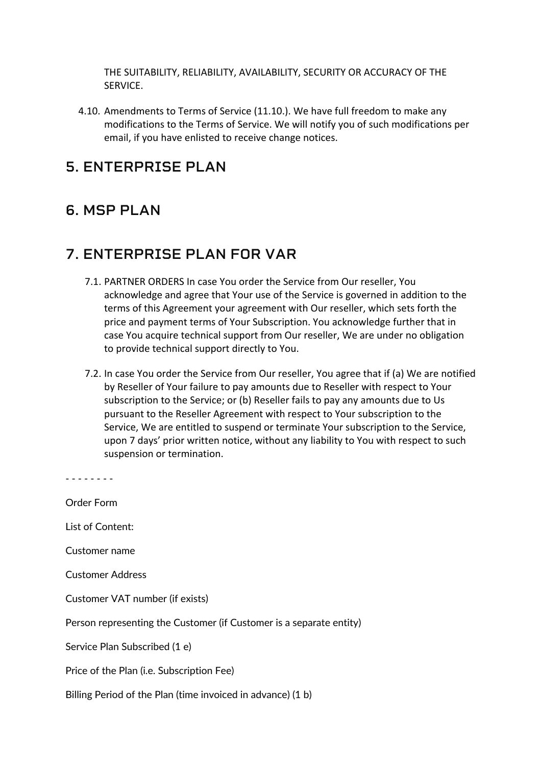THE SUITABILITY, RELIABILITY, AVAILABILITY, SECURITY OR ACCURACY OF THE SERVICE.

4.10. Amendments to Terms of Service (11.10.). We have full freedom to make any modifications to the Terms of Service. We will notify you of such modifications per email, if you have enlisted to receive change notices.

## 5. ENTERPRISE PLAN

## 6. MSP PLAN

## 7. ENTERPRISE PLAN FOR VAR

7.1. PARTNER ORDERS In case You order the Service from Our reseller, You acknowledge and agree that Your use of the Service is governed in addition to the terms of this Agreement your agreement with Our reseller, which sets forth the price and payment terms of Your Subscription. You acknowledge further that in case You acquire technical support from Our reseller, We are under no obligation to provide technical support directly to You.

7.2. In case You order the Service from Our reseller, You agree that if (a) We are notified by Reseller of Your failure to pay amounts due to Reseller with respect to Your subscription to the Service; or (b) Reseller fails to pay any amounts due to Us pursuant to the Reseller Agreement with respect to Your subscription to the Service, We are entitled to suspend or terminate Your subscription to the Service, upon 7 days' prior written notice, without any liability to You with respect to such suspension or termination.

- - - - - - - -

Order Form

List of Content:

Customer name

Customer Address

Customer VAT number (if exists)

Person representing the Customer (if Customer is a separate entity)

Service Plan Subscribed (1 e)

Price of the Plan (i.e. Subscription Fee)

Billing Period of the Plan (time invoiced in advance) (1 b)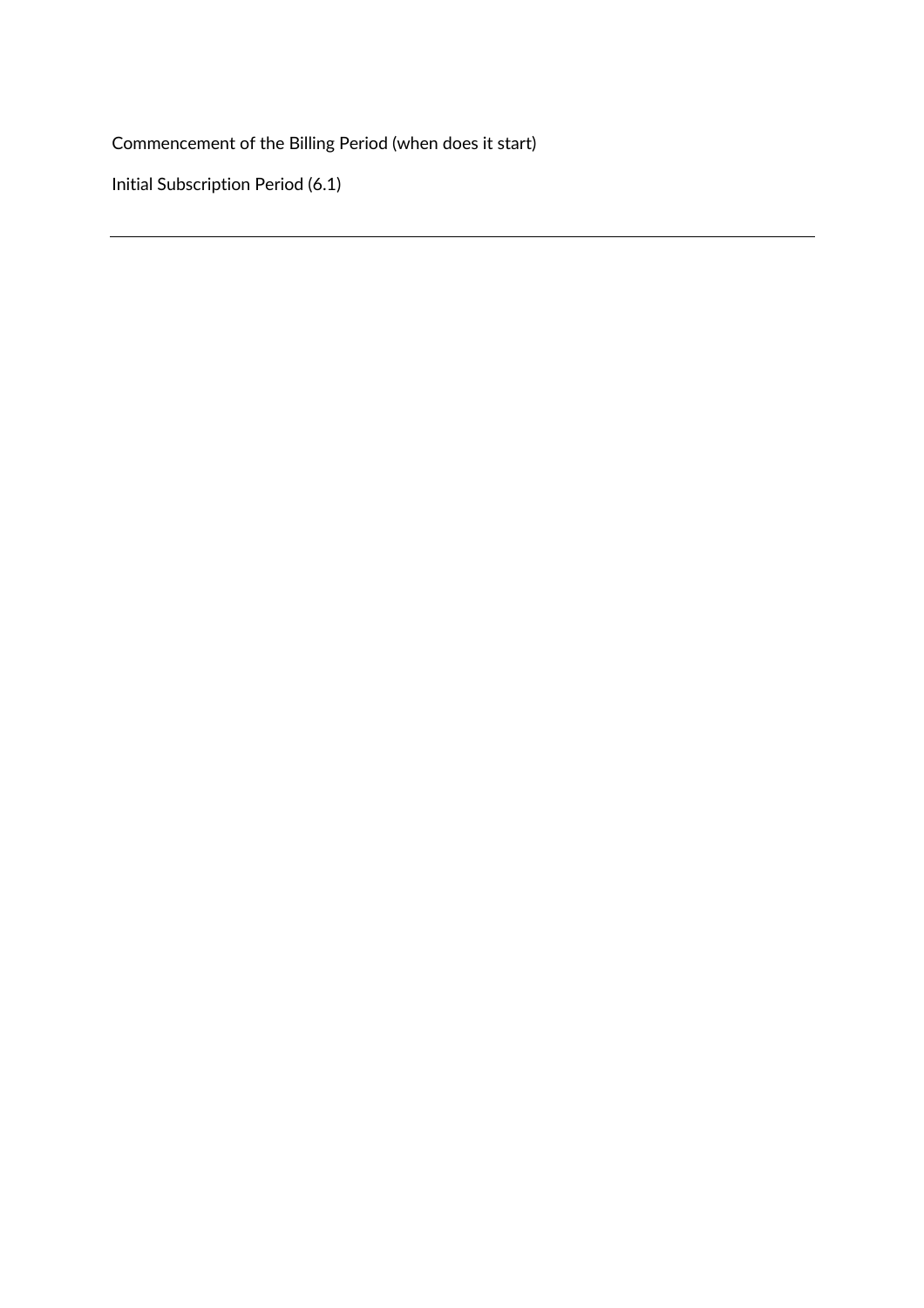Commencement of the Billing Period (when does it start)

Initial Subscription Period (6.1)

---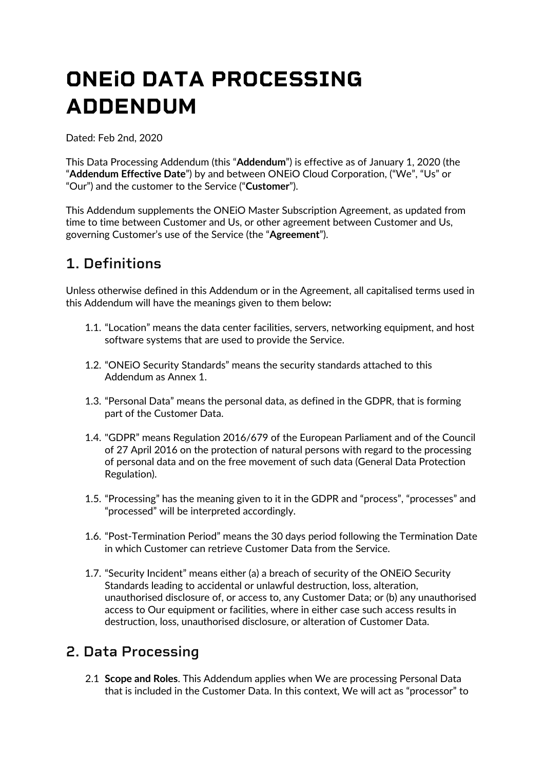# ONEiO DATA PROCESSING ADDENDUM

Dated: Feb 2nd, 2020

This Data Processing Addendum (this "**Addendum**") is effective as of January 1, 2020 (the "**Addendum Effective Date**") by and between ONEiO Cloud Corporation, ("We", "Us" or "Our") and the customer to the Service ("**Customer**").

This Addendum supplements the ONEiO Master Subscription Agreement, as updated from time to time between Customer and Us, or other agreement between Customer and Us, governing Customer's use of the Service (the "**Agreement**").

## 1. Definitions

Unless otherwise defined in this Addendum or in the Agreement, all capitalised terms used in this Addendum will have the meanings given to them below**:**

1.1. "Location" means the data center facilities, servers, networking equipment, and host software systems that are used to provide the Service.

1.2. "ONEiO Security Standards" means the security standards attached to this Addendum as Annex 1.

1.3. "Personal Data" means the personal data, as defined in the GDPR, that is forming part of the Customer Data.

1.4. "GDPR" means Regulation 2016/679 of the European Parliament and of the Council of 27 April 2016 on the protection of natural persons with regard to the processing of personal data and on the free movement of such data (General Data Protection Regulation).

1.5. "Processing" has the meaning given to it in the GDPR and "process", "processes" and "processed" will be interpreted accordingly.

1.6. "Post-Termination Period" means the 30 days period following the Termination Date in which Customer can retrieve Customer Data from the Service.

1.7. "Security Incident" means either (a) a breach of security of the ONEiO Security Standards leading to accidental or unlawful destruction, loss, alteration, unauthorised disclosure of, or access to, any Customer Data; or (b) any unauthorised access to Our equipment or facilities, where in either case such access results in destruction, loss, unauthorised disclosure, or alteration of Customer Data.

## 2. Data Processing

2.1 **Scope and Roles**. This Addendum applies when We are processing Personal Data that is included in the Customer Data. In this context, We will act as "processor" to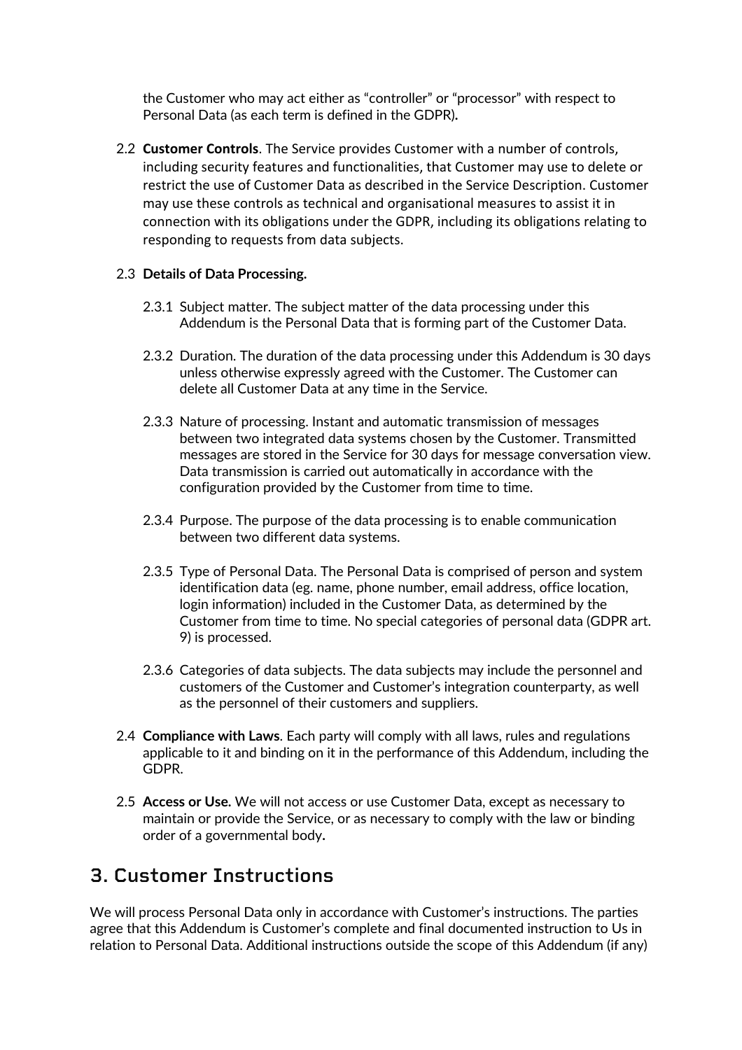the Customer who may act either as "controller" or "processor" with respect to Personal Data (as each term is defined in the GDPR).

2.2 **Customer Controls**. The Service provides Customer with a number of controls, including security features and functionalities, that Customer may use to delete or restrict the use of Customer Data as described in the Service Description. Customer may use these controls as technical and organisational measures to assist it in connection with its obligations under the GDPR, including its obligations relating to responding to requests from data subjects.

2.3 **Details of Data Processing.**

2.3.1 Subject matter. The subject matter of the data processing under this Addendum is the Personal Data that is forming part of the Customer Data.

2.3.2 Duration. The duration of the data processing under this Addendum is 30 days unless otherwise expressly agreed with the Customer. The Customer can delete all Customer Data at any time in the Service.

2.3.3 Nature of processing. Instant and automatic transmission of messages between two integrated data systems chosen by the Customer. Transmitted messages are stored in the Service for 30 days for message conversation view. Data transmission is carried out automatically in accordance with the configuration provided by the Customer from time to time.

2.3.4 Purpose. The purpose of the data processing is to enable communication between two different data systems.

2.3.5 Type of Personal Data. The Personal Data is comprised of person and system identification data (eg. name, phone number, email address, office location, login information) included in the Customer Data, as determined by the Customer from time to time. No special categories of personal data (GDPR art. 9) is processed.

2.3.6 Categories of data subjects. The data subjects may include the personnel and customers of the Customer and Customer's integration counterparty, as well as the personnel of their customers and suppliers.

2.4 **Compliance with Laws**. Each party will comply with all laws, rules and regulations applicable to it and binding on it in the performance of this Addendum, including the GDPR.

2.5 **Access or Use.** We will not access or use Customer Data, except as necessary to maintain or provide the Service, or as necessary to comply with the law or binding order of a governmental body.

## 3. Customer Instructions

We will process Personal Data only in accordance with Customer's instructions. The parties agree that this Addendum is Customer's complete and final documented instruction to Us in relation to Personal Data. Additional instructions outside the scope of this Addendum (if any)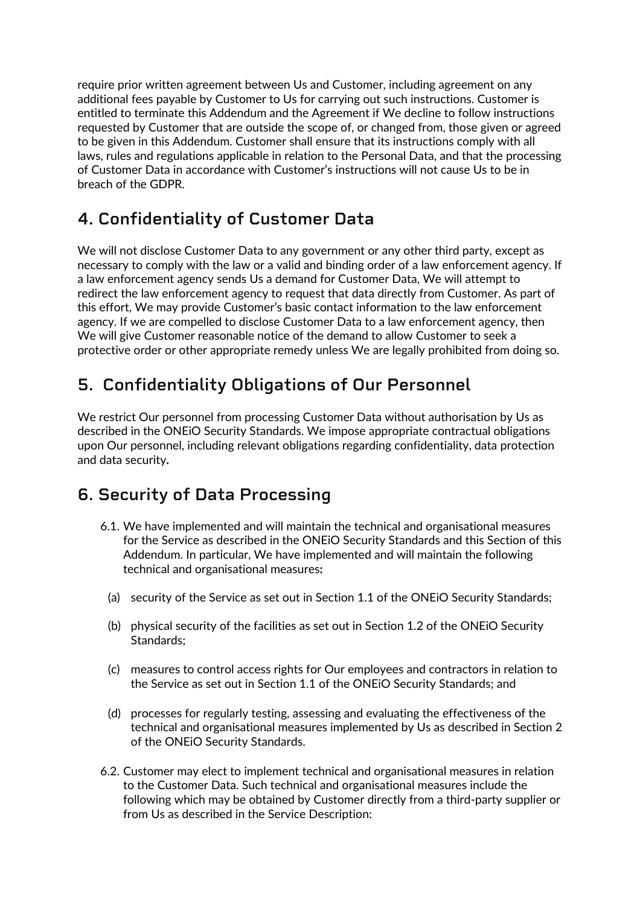require prior written agreement between Us and Customer, including agreement on any additional fees payable by Customer to Us for carrying out such instructions. Customer is entitled to terminate this Addendum and the Agreement if We decline to follow instructions requested by Customer that are outside the scope of, or changed from, those given or agreed to be given in this Addendum. Customer shall ensure that its instructions comply with all laws, rules and regulations applicable in relation to the Personal Data, and that the processing of Customer Data in accordance with Customer's instructions will not cause Us to be in breach of the GDPR.

## 4. Confidentiality of Customer Data

We will not disclose Customer Data to any government or any other third party, except as necessary to comply with the law or a valid and binding order of a law enforcement agency. If a law enforcement agency sends Us a demand for Customer Data, We will attempt to redirect the law enforcement agency to request that data directly from Customer. As part of this effort, We may provide Customer's basic contact information to the law enforcement agency. If we are compelled to disclose Customer Data to a law enforcement agency, then We will give Customer reasonable notice of the demand to allow Customer to seek a protective order or other appropriate remedy unless We are legally prohibited from doing so.

## 5. Confidentiality Obligations of Our Personnel

We restrict Our personnel from processing Customer Data without authorisation by Us as described in the ONEiO Security Standards. We impose appropriate contractual obligations upon Our personnel, including relevant obligations regarding confidentiality, data protection and data security**.**

## 6. Security of Data Processing

6.1. We have implemented and will maintain the technical and organisational measures for the Service as described in the ONEiO Security Standards and this Section of this Addendum. In particular, We have implemented and will maintain the following technical and organisational measures**:**

(a) security of the Service as set out in Section 1.1 of the ONEiO Security Standards;

(b) physical security of the facilities as set out in Section 1.2 of the ONEiO Security Standards;

(c) measures to control access rights for Our employees and contractors in relation to the Service as set out in Section 1.1 of the ONEiO Security Standards; and

(d) processes for regularly testing, assessing and evaluating the effectiveness of the technical and organisational measures implemented by Us as described in Section 2 of the ONEiO Security Standards.

6.2. Customer may elect to implement technical and organisational measures in relation to the Customer Data. Such technical and organisational measures include the following which may be obtained by Customer directly from a third-party supplier or from Us as described in the Service Description: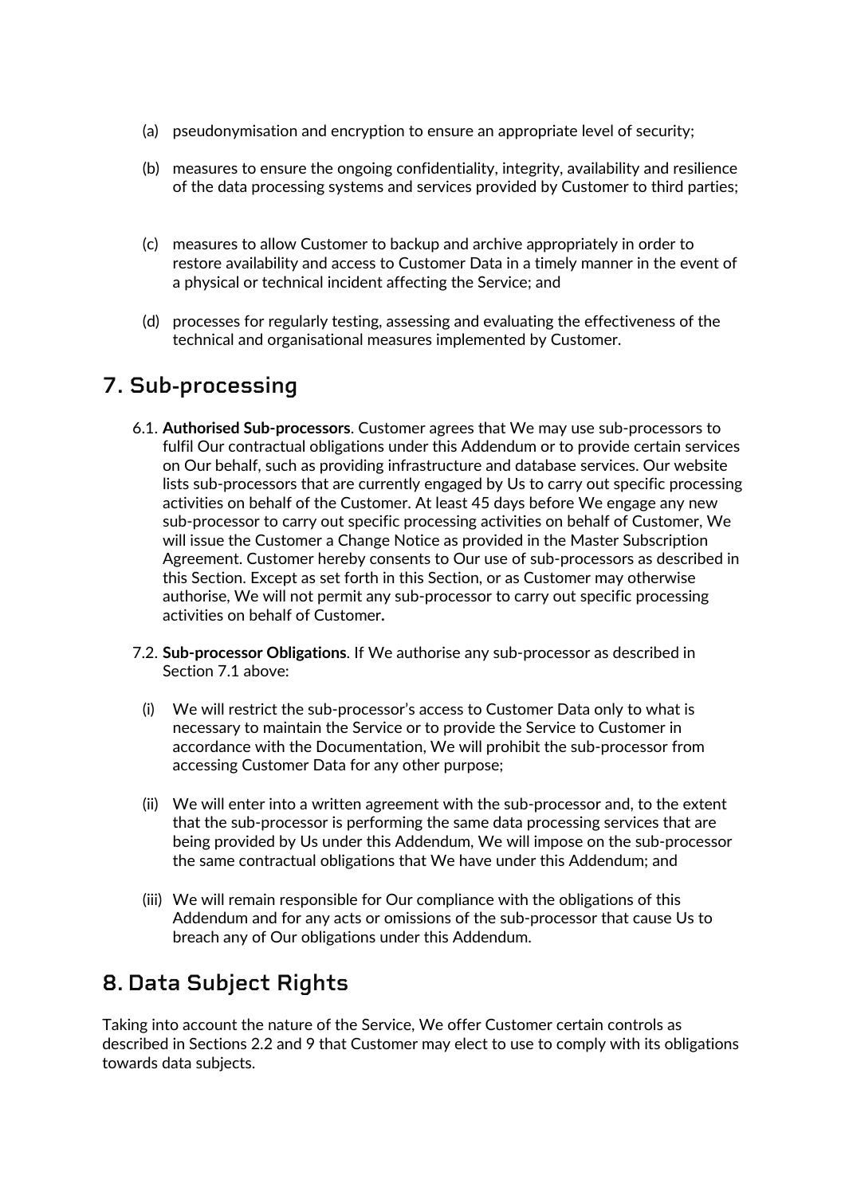(a) pseudonymisation and encryption to ensure an appropriate level of security;

(b) measures to ensure the ongoing confidentiality, integrity, availability and resilience of the data processing systems and services provided by Customer to third parties;

(c) measures to allow Customer to backup and archive appropriately in order to restore availability and access to Customer Data in a timely manner in the event of a physical or technical incident affecting the Service; and

(d) processes for regularly testing, assessing and evaluating the effectiveness of the technical and organisational measures implemented by Customer.

## 7. Sub-processing

6.1. **Authorised Sub-processors**. Customer agrees that We may use sub-processors to fulfil Our contractual obligations under this Addendum or to provide certain services on Our behalf, such as providing infrastructure and database services. Our website lists sub-processors that are currently engaged by Us to carry out specific processing activities on behalf of the Customer. At least 45 days before We engage any new sub-processor to carry out specific processing activities on behalf of Customer, We will issue the Customer a Change Notice as provided in the Master Subscription Agreement. Customer hereby consents to Our use of sub-processors as described in this Section. Except as set forth in this Section, or as Customer may otherwise authorise, We will not permit any sub-processor to carry out specific processing activities on behalf of Customer**.**

7.2. **Sub-processor Obligations**. If We authorise any sub-processor as described in Section 7.1 above:

(i) We will restrict the sub-processor's access to Customer Data only to what is necessary to maintain the Service or to provide the Service to Customer in accordance with the Documentation, We will prohibit the sub-processor from accessing Customer Data for any other purpose;

(ii) We will enter into a written agreement with the sub-processor and, to the extent that the sub-processor is performing the same data processing services that are being provided by Us under this Addendum, We will impose on the sub-processor the same contractual obligations that We have under this Addendum; and

(iii) We will remain responsible for Our compliance with the obligations of this Addendum and for any acts or omissions of the sub-processor that cause Us to breach any of Our obligations under this Addendum.

## 8. Data Subject Rights

Taking into account the nature of the Service, We offer Customer certain controls as described in Sections 2.2 and 9 that Customer may elect to use to comply with its obligations towards data subjects.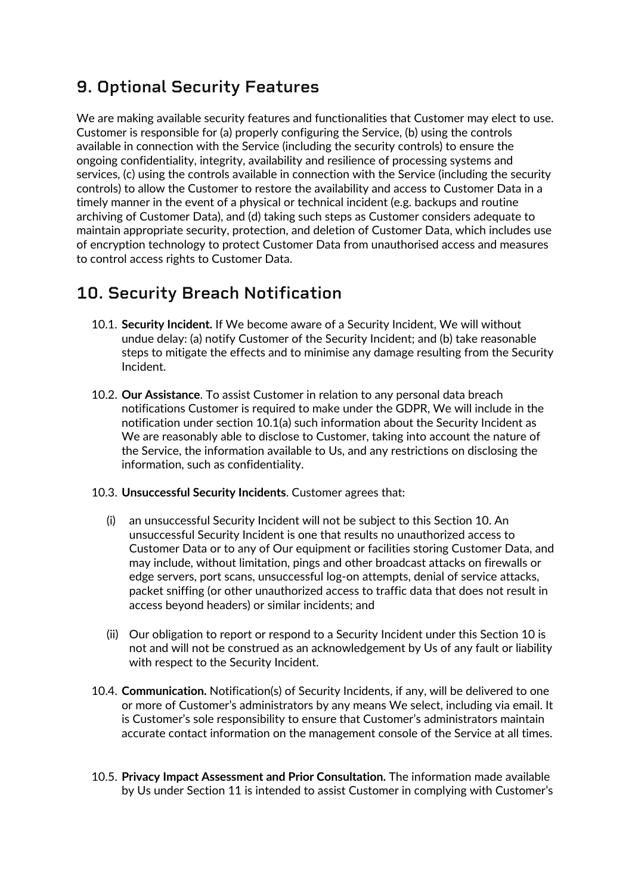## 9. Optional Security Features

We are making available security features and functionalities that Customer may elect to use. Customer is responsible for (a) properly configuring the Service, (b) using the controls available in connection with the Service (including the security controls) to ensure the ongoing confidentiality, integrity, availability and resilience of processing systems and services, (c) using the controls available in connection with the Service (including the security controls) to allow the Customer to restore the availability and access to Customer Data in a timely manner in the event of a physical or technical incident (e.g. backups and routine archiving of Customer Data), and (d) taking such steps as Customer considers adequate to maintain appropriate security, protection, and deletion of Customer Data, which includes use of encryption technology to protect Customer Data from unauthorised access and measures to control access rights to Customer Data.

## 10. Security Breach Notification

10.1. **Security Incident.** If We become aware of a Security Incident, We will without undue delay: (a) notify Customer of the Security Incident; and (b) take reasonable steps to mitigate the effects and to minimise any damage resulting from the Security Incident.

10.2. **Our Assistance**. To assist Customer in relation to any personal data breach notifications Customer is required to make under the GDPR, We will include in the notification under section 10.1(a) such information about the Security Incident as We are reasonably able to disclose to Customer, taking into account the nature of the Service, the information available to Us, and any restrictions on disclosing the information, such as confidentiality.

10.3. **Unsuccessful Security Incidents**. Customer agrees that:

(i) an unsuccessful Security Incident will not be subject to this Section 10. An unsuccessful Security Incident is one that results no unauthorized access to Customer Data or to any of Our equipment or facilities storing Customer Data, and may include, without limitation, pings and other broadcast attacks on firewalls or edge servers, port scans, unsuccessful log-on attempts, denial of service attacks, packet sniffing (or other unauthorized access to traffic data that does not result in access beyond headers) or similar incidents; and

(ii) Our obligation to report or respond to a Security Incident under this Section 10 is not and will not be construed as an acknowledgement by Us of any fault or liability with respect to the Security Incident.

10.4. **Communication.** Notification(s) of Security Incidents, if any, will be delivered to one or more of Customer's administrators by any means We select, including via email. It is Customer's sole responsibility to ensure that Customer's administrators maintain accurate contact information on the management console of the Service at all times.

10.5. **Privacy Impact Assessment and Prior Consultation.** The information made available by Us under Section 11 is intended to assist Customer in complying with Customer's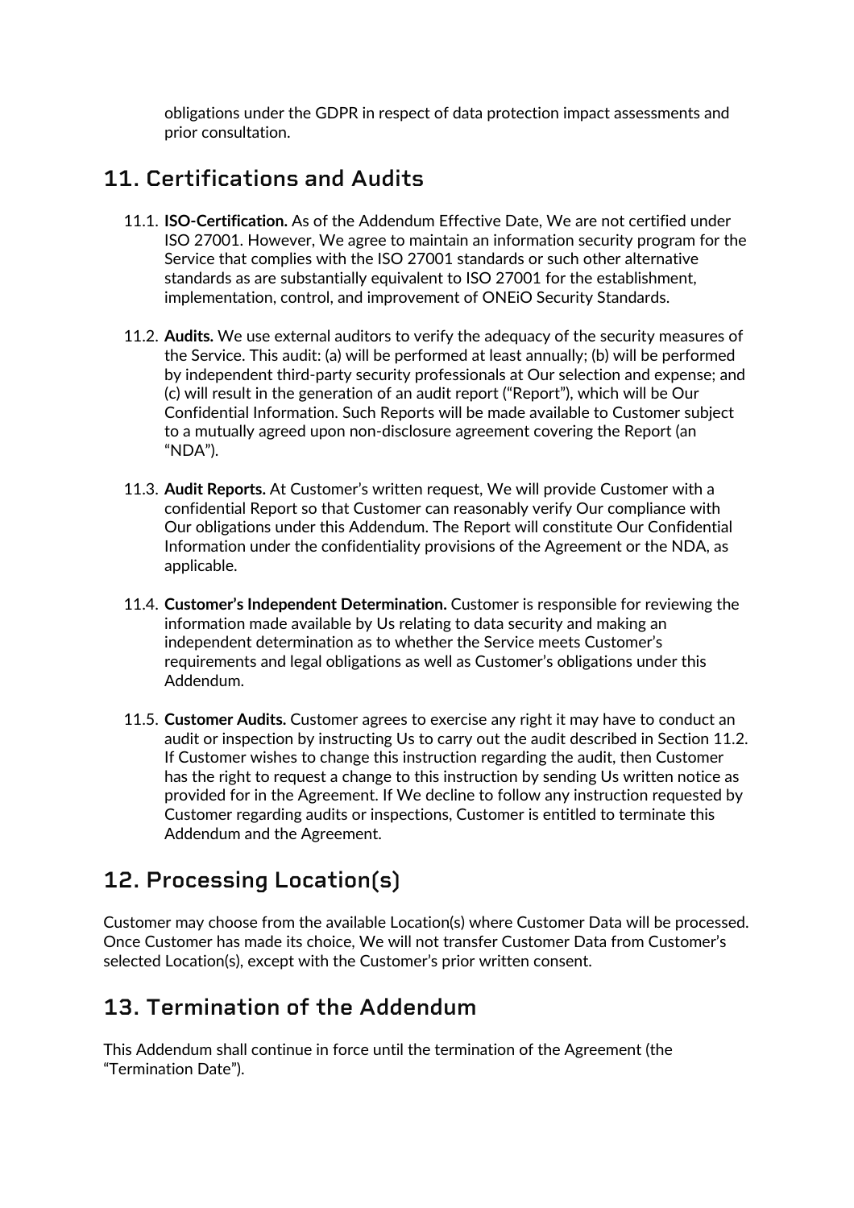obligations under the GDPR in respect of data protection impact assessments and prior consultation.

## 11. Certifications and Audits

11.1. **ISO-Certification.** As of the Addendum Effective Date, We are not certified under ISO 27001. However, We agree to maintain an information security program for the Service that complies with the ISO 27001 standards or such other alternative standards as are substantially equivalent to ISO 27001 for the establishment, implementation, control, and improvement of ONEiO Security Standards.

11.2. **Audits.** We use external auditors to verify the adequacy of the security measures of the Service. This audit: (a) will be performed at least annually; (b) will be performed by independent third-party security professionals at Our selection and expense; and (c) will result in the generation of an audit report ("Report"), which will be Our Confidential Information. Such Reports will be made available to Customer subject to a mutually agreed upon non-disclosure agreement covering the Report (an "NDA").

11.3. **Audit Reports.** At Customer's written request, We will provide Customer with a confidential Report so that Customer can reasonably verify Our compliance with Our obligations under this Addendum. The Report will constitute Our Confidential Information under the confidentiality provisions of the Agreement or the NDA, as applicable.

11.4. **Customer's Independent Determination.** Customer is responsible for reviewing the information made available by Us relating to data security and making an independent determination as to whether the Service meets Customer's requirements and legal obligations as well as Customer's obligations under this Addendum.

11.5. **Customer Audits.** Customer agrees to exercise any right it may have to conduct an audit or inspection by instructing Us to carry out the audit described in Section 11.2. If Customer wishes to change this instruction regarding the audit, then Customer has the right to request a change to this instruction by sending Us written notice as provided for in the Agreement. If We decline to follow any instruction requested by Customer regarding audits or inspections, Customer is entitled to terminate this Addendum and the Agreement.

## 12. Processing Location(s)

Customer may choose from the available Location(s) where Customer Data will be processed. Once Customer has made its choice, We will not transfer Customer Data from Customer's selected Location(s), except with the Customer's prior written consent.

## 13. Termination of the Addendum

This Addendum shall continue in force until the termination of the Agreement (the "Termination Date").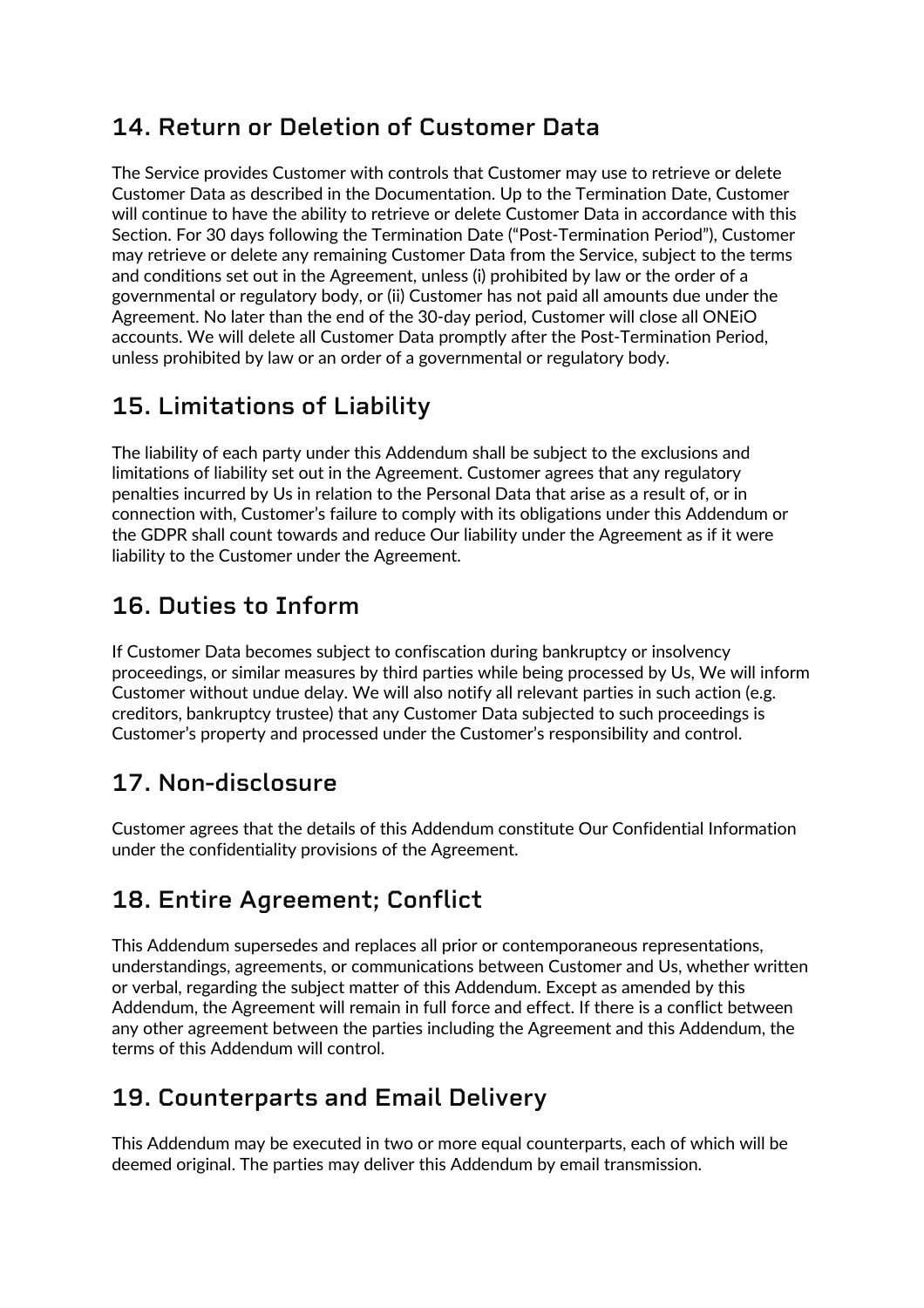## 14. Return or Deletion of Customer Data

The Service provides Customer with controls that Customer may use to retrieve or delete Customer Data as described in the Documentation. Up to the Termination Date, Customer will continue to have the ability to retrieve or delete Customer Data in accordance with this Section. For 30 days following the Termination Date ("Post-Termination Period"), Customer may retrieve or delete any remaining Customer Data from the Service, subject to the terms and conditions set out in the Agreement, unless (i) prohibited by law or the order of a governmental or regulatory body, or (ii) Customer has not paid all amounts due under the Agreement. No later than the end of the 30-day period, Customer will close all ONEiO accounts. We will delete all Customer Data promptly after the Post-Termination Period, unless prohibited by law or an order of a governmental or regulatory body.

## 15. Limitations of Liability

The liability of each party under this Addendum shall be subject to the exclusions and limitations of liability set out in the Agreement. Customer agrees that any regulatory penalties incurred by Us in relation to the Personal Data that arise as a result of, or in connection with, Customer's failure to comply with its obligations under this Addendum or the GDPR shall count towards and reduce Our liability under the Agreement as if it were liability to the Customer under the Agreement.

## 16. Duties to Inform

If Customer Data becomes subject to confiscation during bankruptcy or insolvency proceedings, or similar measures by third parties while being processed by Us, We will inform Customer without undue delay. We will also notify all relevant parties in such action (e.g. creditors, bankruptcy trustee) that any Customer Data subjected to such proceedings is Customer's property and processed under the Customer's responsibility and control.

## 17. Non-disclosure

Customer agrees that the details of this Addendum constitute Our Confidential Information under the confidentiality provisions of the Agreement.

## 18. Entire Agreement; Conflict

This Addendum supersedes and replaces all prior or contemporaneous representations, understandings, agreements, or communications between Customer and Us, whether written or verbal, regarding the subject matter of this Addendum. Except as amended by this Addendum, the Agreement will remain in full force and effect. If there is a conflict between any other agreement between the parties including the Agreement and this Addendum, the terms of this Addendum will control.

## 19. Counterparts and Email Delivery

This Addendum may be executed in two or more equal counterparts, each of which will be deemed original. The parties may deliver this Addendum by email transmission.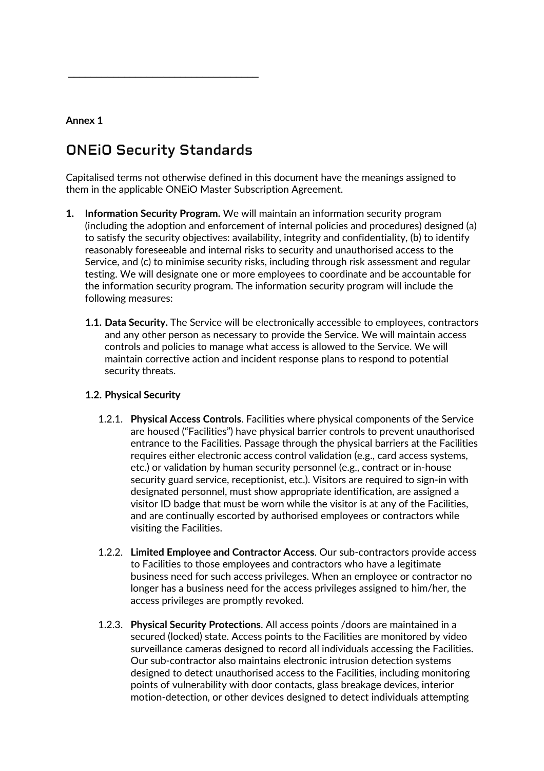**Annex 1**

# ONEiO Security Standards

Capitalised terms not otherwise defined in this document have the meanings assigned to them in the applicable ONEiO Master Subscription Agreement.

1. **Information Security Program.** We will maintain an information security program (including the adoption and enforcement of internal policies and procedures) designed (a) to satisfy the security objectives: availability, integrity and confidentiality, (b) to identify reasonably foreseeable and internal risks to security and unauthorised access to the Service, and (c) to minimise security risks, including through risk assessment and regular testing. We will designate one or more employees to coordinate and be accountable for the information security program. The information security program will include the following measures:

   1.1. **Data Security.** The Service will be electronically accessible to employees, contractors and any other person as necessary to provide the Service. We will maintain access controls and policies to manage what access is allowed to the Service. We will maintain corrective action and incident response plans to respond to potential security threats.

   1.2. **Physical Security**

   1.2.1. **Physical Access Controls**. Facilities where physical components of the Service are housed ("Facilities") have physical barrier controls to prevent unauthorised entrance to the Facilities. Passage through the physical barriers at the Facilities requires either electronic access control validation (e.g., card access systems, etc.) or validation by human security personnel (e.g., contract or in-house security guard service, receptionist, etc.). Visitors are required to sign-in with designated personnel, must show appropriate identification, are assigned a visitor ID badge that must be worn while the visitor is at any of the Facilities, and are continually escorted by authorised employees or contractors while visiting the Facilities.

   1.2.2. **Limited Employee and Contractor Access**. Our sub-contractors provide access to Facilities to those employees and contractors who have a legitimate business need for such access privileges. When an employee or contractor no longer has a business need for the access privileges assigned to him/her, the access privileges are promptly revoked.

   1.2.3. **Physical Security Protections**. All access points /doors are maintained in a secured (locked) state. Access points to the Facilities are monitored by video surveillance cameras designed to record all individuals accessing the Facilities. Our sub-contractor also maintains electronic intrusion detection systems designed to detect unauthorised access to the Facilities, including monitoring points of vulnerability with door contacts, glass breakage devices, interior motion-detection, or other devices designed to detect individuals attempting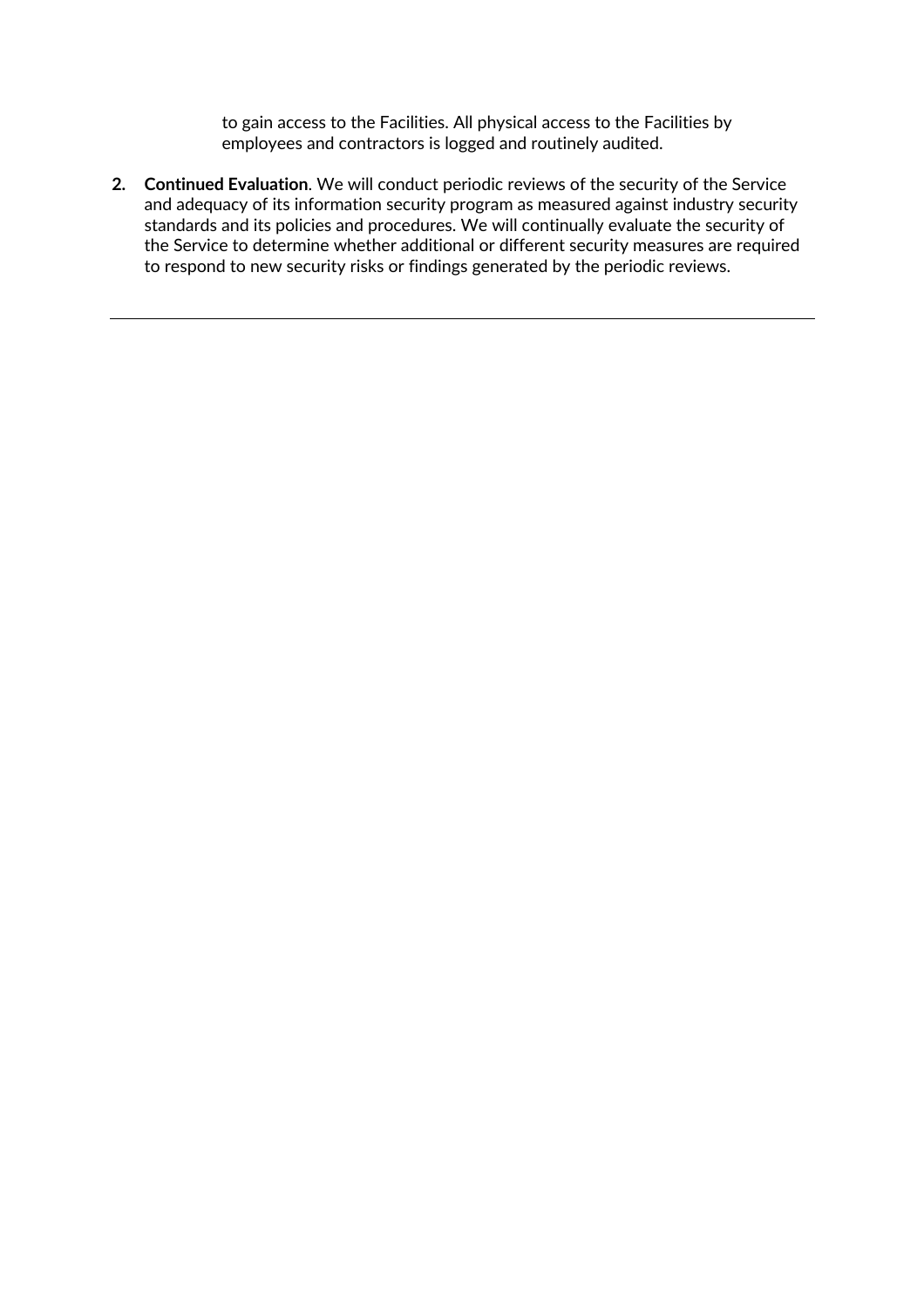to gain access to the Facilities. All physical access to the Facilities by employees and contractors is logged and routinely audited.

2. **Continued Evaluation**. We will conduct periodic reviews of the security of the Service and adequacy of its information security program as measured against industry security standards and its policies and procedures. We will continually evaluate the security of the Service to determine whether additional or different security measures are required to respond to new security risks or findings generated by the periodic reviews.

---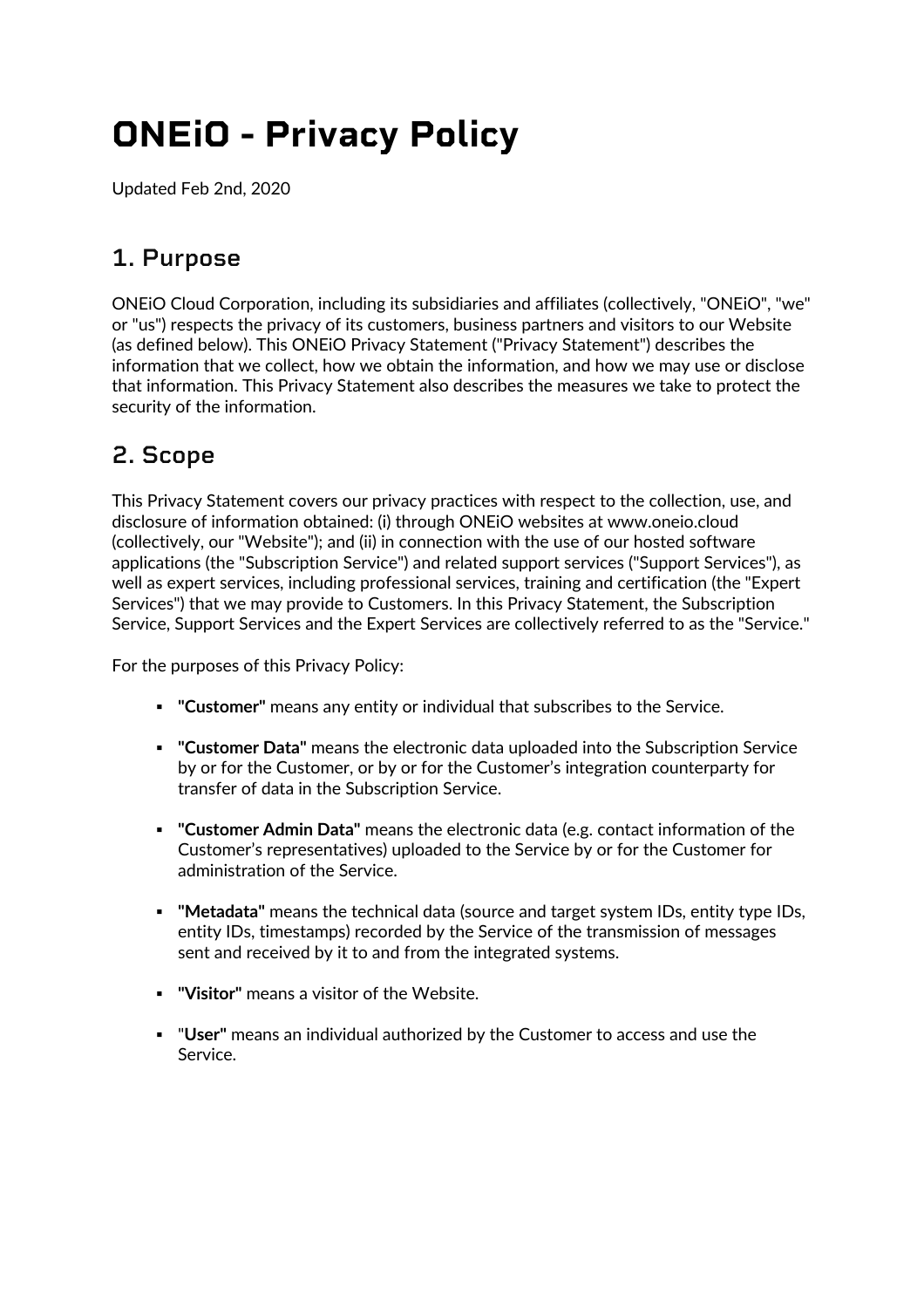# ONEiO - Privacy Policy

Updated Feb 2nd, 2020

## 1. Purpose

ONEiO Cloud Corporation, including its subsidiaries and affiliates (collectively, "ONEiO", "we" or "us") respects the privacy of its customers, business partners and visitors to our Website (as defined below). This ONEiO Privacy Statement ("Privacy Statement") describes the information that we collect, how we obtain the information, and how we may use or disclose that information. This Privacy Statement also describes the measures we take to protect the security of the information.

## 2. Scope

This Privacy Statement covers our privacy practices with respect to the collection, use, and disclosure of information obtained: (i) through ONEiO websites at www.oneio.cloud (collectively, our "Website"); and (ii) in connection with the use of our hosted software applications (the "Subscription Service") and related support services ("Support Services"), as well as expert services, including professional services, training and certification (the "Expert Services") that we may provide to Customers. In this Privacy Statement, the Subscription Service, Support Services and the Expert Services are collectively referred to as the "Service."

For the purposes of this Privacy Policy:

- **"Customer"** means any entity or individual that subscribes to the Service.
- **"Customer Data"** means the electronic data uploaded into the Subscription Service by or for the Customer, or by or for the Customer's integration counterparty for transfer of data in the Subscription Service.
- **"Customer Admin Data"** means the electronic data (e.g. contact information of the Customer's representatives) uploaded to the Service by or for the Customer for administration of the Service.
- **"Metadata"** means the technical data (source and target system IDs, entity type IDs, entity IDs, timestamps) recorded by the Service of the transmission of messages sent and received by it to and from the integrated systems.
- **"Visitor"** means a visitor of the Website.
- "**User"** means an individual authorized by the Customer to access and use the Service.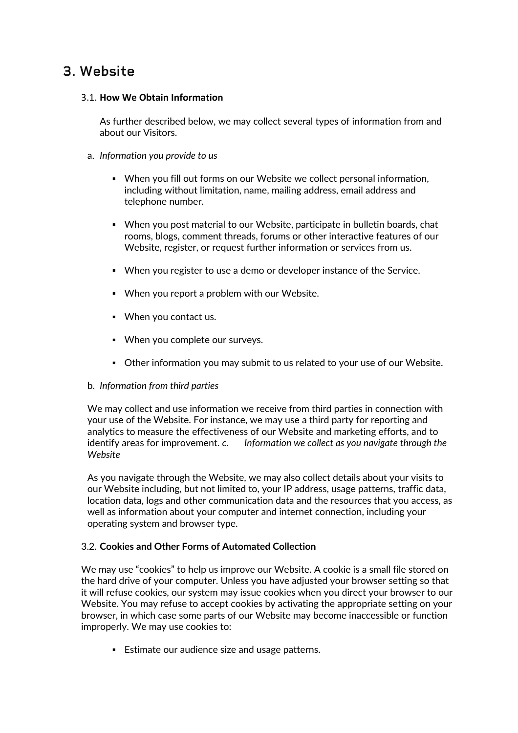# 3. Website

3.1. **How We Obtain Information**

As further described below, we may collect several types of information from and about our Visitors.

a. *Information you provide to us*

- When you fill out forms on our Website we collect personal information, including without limitation, name, mailing address, email address and telephone number.
- When you post material to our Website, participate in bulletin boards, chat rooms, blogs, comment threads, forums or other interactive features of our Website, register, or request further information or services from us.
- When you register to use a demo or developer instance of the Service.
- When you report a problem with our Website.
- When you contact us.
- When you complete our surveys.
- Other information you may submit to us related to your use of our Website.

b. *Information from third parties*

We may collect and use information we receive from third parties in connection with your use of the Website. For instance, we may use a third party for reporting and analytics to measure the effectiveness of our Website and marketing efforts, and to identify areas for improvement. *c. Information we collect as you navigate through the Website*

As you navigate through the Website, we may also collect details about your visits to our Website including, but not limited to, your IP address, usage patterns, traffic data, location data, logs and other communication data and the resources that you access, as well as information about your computer and internet connection, including your operating system and browser type.

3.2. **Cookies and Other Forms of Automated Collection**

We may use "cookies" to help us improve our Website. A cookie is a small file stored on the hard drive of your computer. Unless you have adjusted your browser setting so that it will refuse cookies, our system may issue cookies when you direct your browser to our Website. You may refuse to accept cookies by activating the appropriate setting on your browser, in which case some parts of our Website may become inaccessible or function improperly. We may use cookies to:

- Estimate our audience size and usage patterns.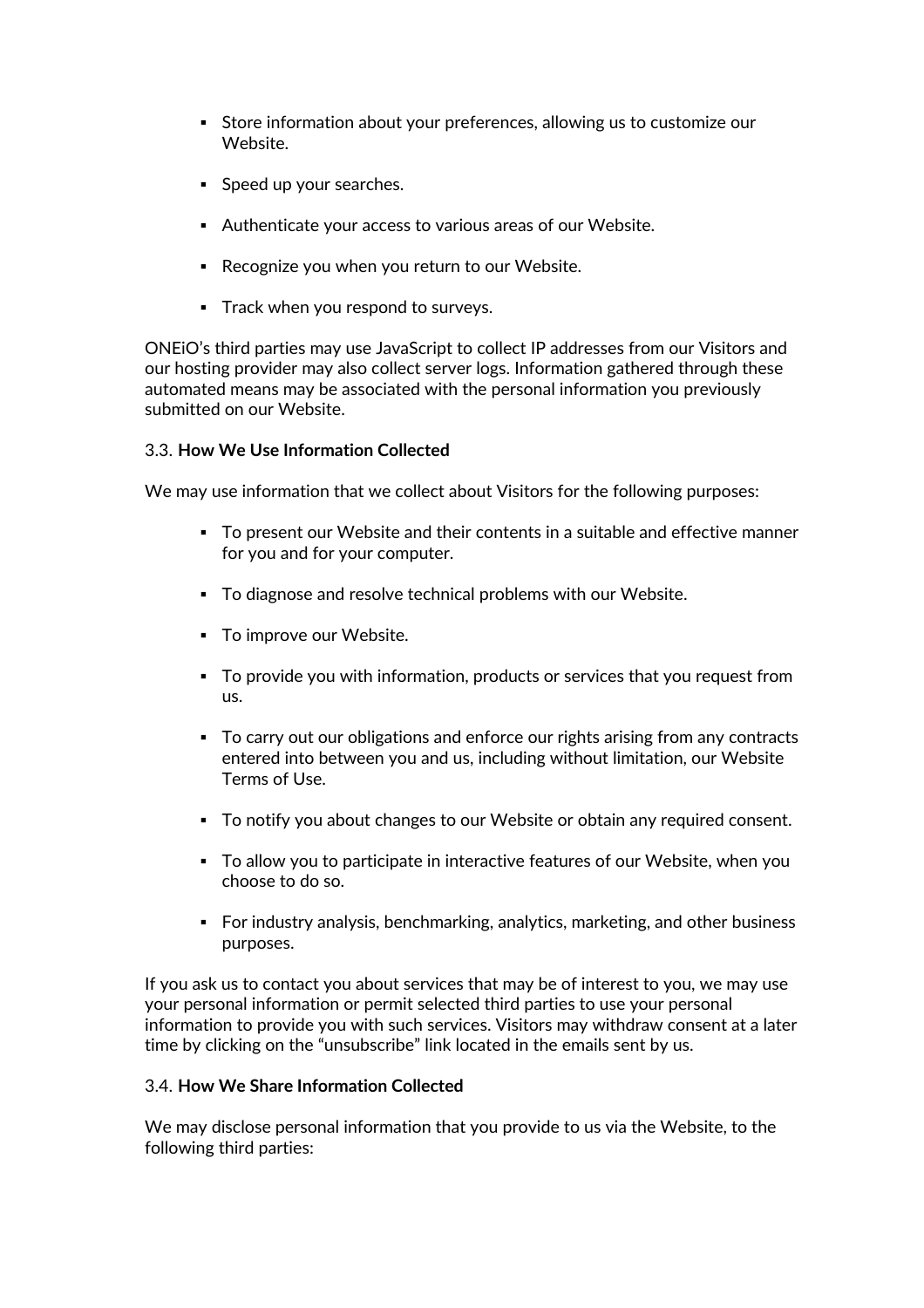- Store information about your preferences, allowing us to customize our Website.

- Speed up your searches.

- Authenticate your access to various areas of our Website.

- Recognize you when you return to our Website.

- Track when you respond to surveys.

ONEiO's third parties may use JavaScript to collect IP addresses from our Visitors and our hosting provider may also collect server logs. Information gathered through these automated means may be associated with the personal information you previously submitted on our Website.

3.3. **How We Use Information Collected**

We may use information that we collect about Visitors for the following purposes:

- To present our Website and their contents in a suitable and effective manner for you and for your computer.

- To diagnose and resolve technical problems with our Website.

- To improve our Website.

- To provide you with information, products or services that you request from us.

- To carry out our obligations and enforce our rights arising from any contracts entered into between you and us, including without limitation, our Website Terms of Use.

- To notify you about changes to our Website or obtain any required consent.

- To allow you to participate in interactive features of our Website, when you choose to do so.

- For industry analysis, benchmarking, analytics, marketing, and other business purposes.

If you ask us to contact you about services that may be of interest to you, we may use your personal information or permit selected third parties to use your personal information to provide you with such services. Visitors may withdraw consent at a later time by clicking on the "unsubscribe" link located in the emails sent by us.

3.4. **How We Share Information Collected**

We may disclose personal information that you provide to us via the Website, to the following third parties: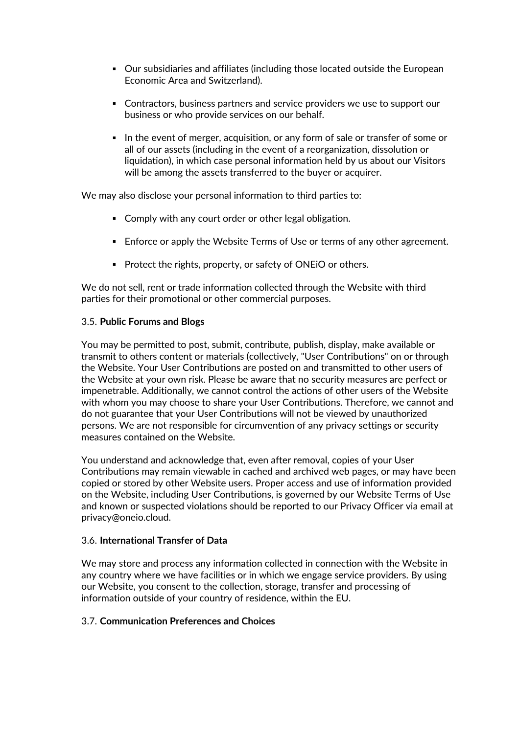- Our subsidiaries and affiliates (including those located outside the European Economic Area and Switzerland).

- Contractors, business partners and service providers we use to support our business or who provide services on our behalf.

- In the event of merger, acquisition, or any form of sale or transfer of some or all of our assets (including in the event of a reorganization, dissolution or liquidation), in which case personal information held by us about our Visitors will be among the assets transferred to the buyer or acquirer.

We may also disclose your personal information to third parties to:

- Comply with any court order or other legal obligation.

- Enforce or apply the Website Terms of Use or terms of any other agreement.

- Protect the rights, property, or safety of ONEiO or others.

We do not sell, rent or trade information collected through the Website with third parties for their promotional or other commercial purposes.

3.5. **Public Forums and Blogs**

You may be permitted to post, submit, contribute, publish, display, make available or transmit to others content or materials (collectively, "User Contributions" on or through the Website. Your User Contributions are posted on and transmitted to other users of the Website at your own risk. Please be aware that no security measures are perfect or impenetrable. Additionally, we cannot control the actions of other users of the Website with whom you may choose to share your User Contributions. Therefore, we cannot and do not guarantee that your User Contributions will not be viewed by unauthorized persons. We are not responsible for circumvention of any privacy settings or security measures contained on the Website.

You understand and acknowledge that, even after removal, copies of your User Contributions may remain viewable in cached and archived web pages, or may have been copied or stored by other Website users. Proper access and use of information provided on the Website, including User Contributions, is governed by our Website Terms of Use and known or suspected violations should be reported to our Privacy Officer via email at privacy@oneio.cloud.

3.6. **International Transfer of Data**

We may store and process any information collected in connection with the Website in any country where we have facilities or in which we engage service providers. By using our Website, you consent to the collection, storage, transfer and processing of information outside of your country of residence, within the EU.

3.7. **Communication Preferences and Choices**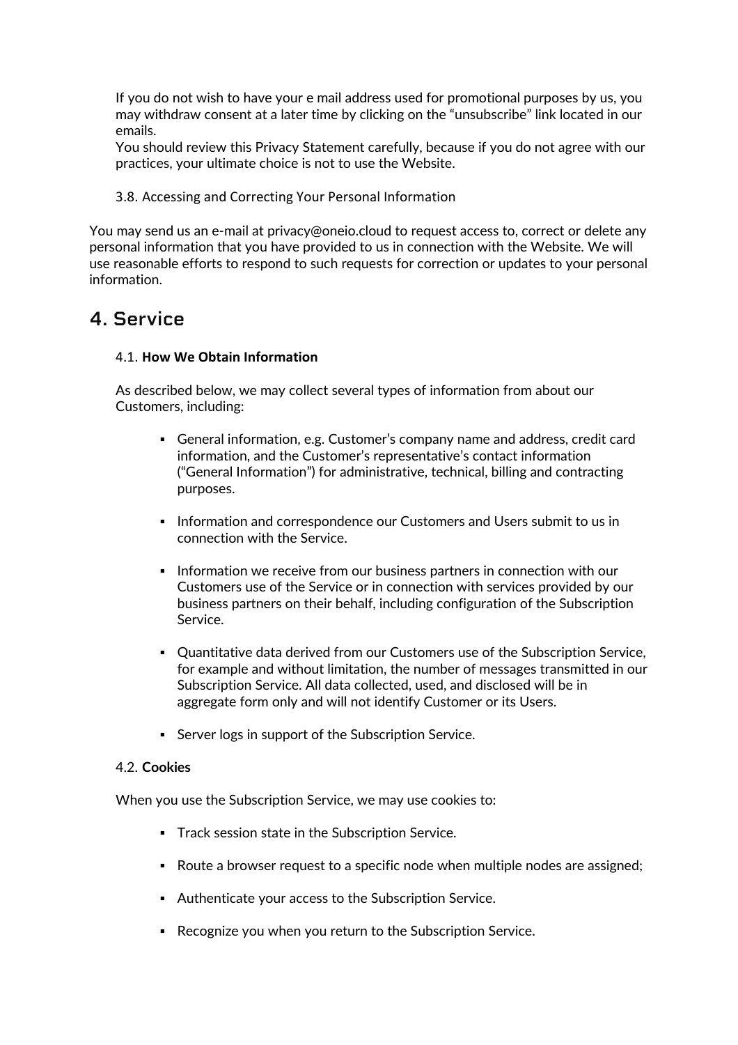If you do not wish to have your e mail address used for promotional purposes by us, you may withdraw consent at a later time by clicking on the "unsubscribe" link located in our emails.
You should review this Privacy Statement carefully, because if you do not agree with our practices, your ultimate choice is not to use the Website.

### 3.8. Accessing and Correcting Your Personal Information

You may send us an e-mail at privacy@oneio.cloud to request access to, correct or delete any personal information that you have provided to us in connection with the Website. We will use reasonable efforts to respond to such requests for correction or updates to your personal information.

## 4. Service

### 4.1. **How We Obtain Information**

As described below, we may collect several types of information from about our Customers, including:

- General information, e.g. Customer's company name and address, credit card information, and the Customer's representative's contact information ("General Information") for administrative, technical, billing and contracting purposes.
- Information and correspondence our Customers and Users submit to us in connection with the Service.
- Information we receive from our business partners in connection with our Customers use of the Service or in connection with services provided by our business partners on their behalf, including configuration of the Subscription Service.
- Quantitative data derived from our Customers use of the Subscription Service, for example and without limitation, the number of messages transmitted in our Subscription Service. All data collected, used, and disclosed will be in aggregate form only and will not identify Customer or its Users.
- Server logs in support of the Subscription Service.

### 4.2. **Cookies**

When you use the Subscription Service, we may use cookies to:

- Track session state in the Subscription Service.
- Route a browser request to a specific node when multiple nodes are assigned;
- Authenticate your access to the Subscription Service.
- Recognize you when you return to the Subscription Service.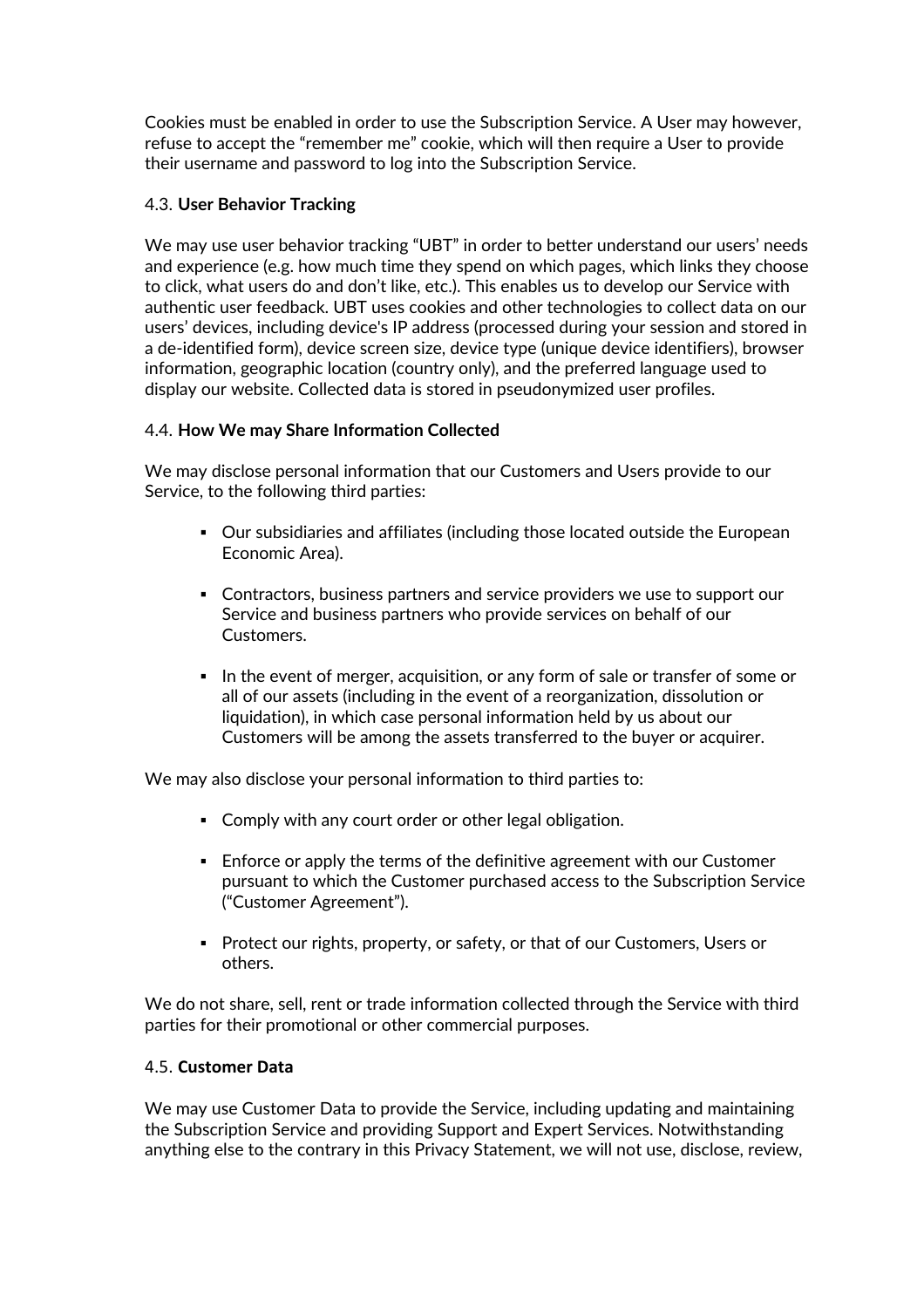Cookies must be enabled in order to use the Subscription Service. A User may however, refuse to accept the “remember me” cookie, which will then require a User to provide their username and password to log into the Subscription Service.

### 4.3. **User Behavior Tracking**

We may use user behavior tracking “UBT” in order to better understand our users’ needs and experience (e.g. how much time they spend on which pages, which links they choose to click, what users do and don’t like, etc.). This enables us to develop our Service with authentic user feedback. UBT uses cookies and other technologies to collect data on our users’ devices, including device's IP address (processed during your session and stored in a de-identified form), device screen size, device type (unique device identifiers), browser information, geographic location (country only), and the preferred language used to display our website. Collected data is stored in pseudonymized user profiles.

### 4.4. **How We may Share Information Collected**

We may disclose personal information that our Customers and Users provide to our Service, to the following third parties:

- Our subsidiaries and affiliates (including those located outside the European Economic Area).
- Contractors, business partners and service providers we use to support our Service and business partners who provide services on behalf of our Customers.
- In the event of merger, acquisition, or any form of sale or transfer of some or all of our assets (including in the event of a reorganization, dissolution or liquidation), in which case personal information held by us about our Customers will be among the assets transferred to the buyer or acquirer.

We may also disclose your personal information to third parties to:

- Comply with any court order or other legal obligation.
- Enforce or apply the terms of the definitive agreement with our Customer pursuant to which the Customer purchased access to the Subscription Service (“Customer Agreement”).
- Protect our rights, property, or safety, or that of our Customers, Users or others.

We do not share, sell, rent or trade information collected through the Service with third parties for their promotional or other commercial purposes.

### 4.5. **Customer Data**

We may use Customer Data to provide the Service, including updating and maintaining the Subscription Service and providing Support and Expert Services. Notwithstanding anything else to the contrary in this Privacy Statement, we will not use, disclose, review,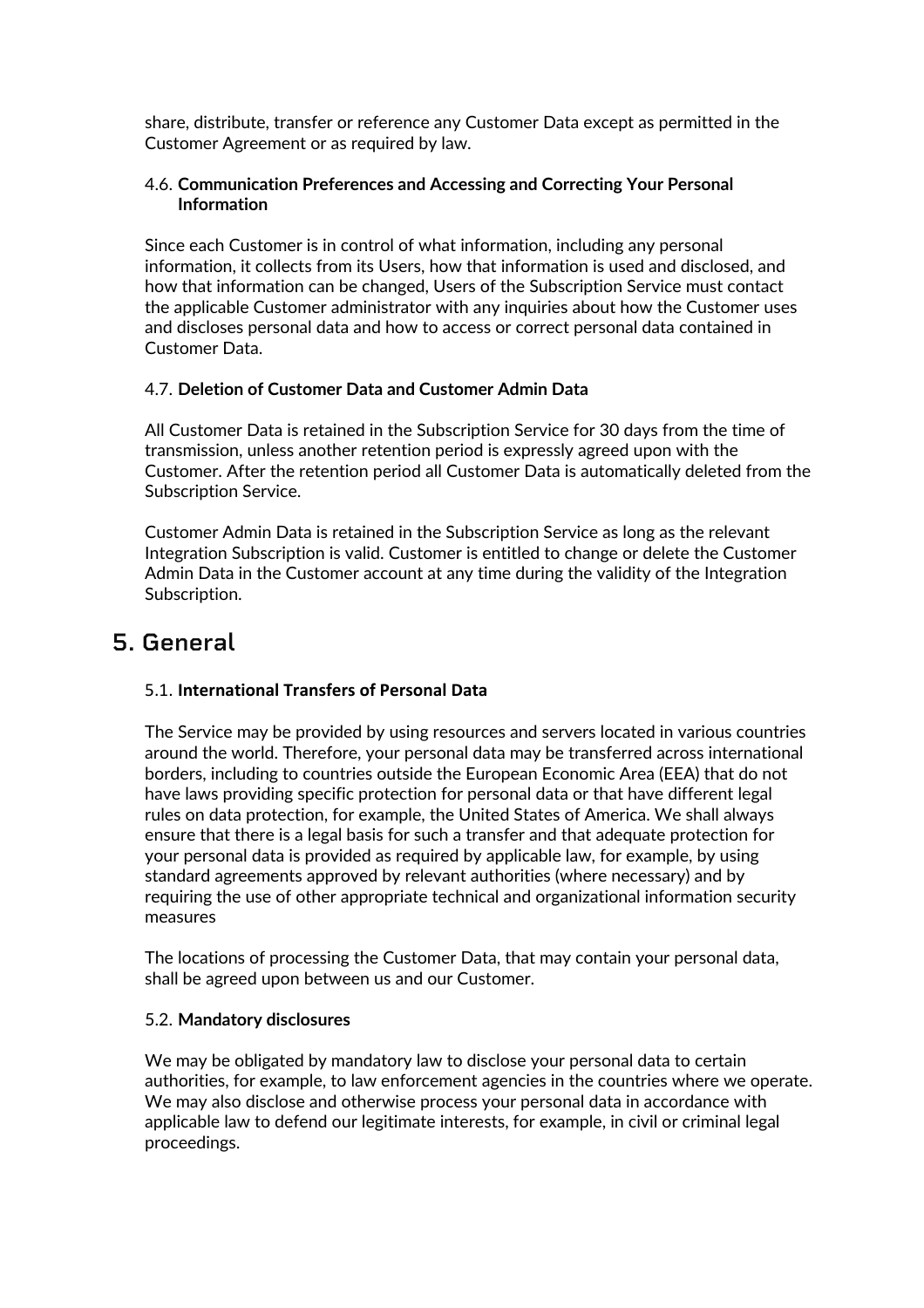share, distribute, transfer or reference any Customer Data except as permitted in the Customer Agreement or as required by law.

### 4.6. **Communication Preferences and Accessing and Correcting Your Personal Information**

Since each Customer is in control of what information, including any personal information, it collects from its Users, how that information is used and disclosed, and how that information can be changed, Users of the Subscription Service must contact the applicable Customer administrator with any inquiries about how the Customer uses and discloses personal data and how to access or correct personal data contained in Customer Data.

### 4.7. **Deletion of Customer Data and Customer Admin Data**

All Customer Data is retained in the Subscription Service for 30 days from the time of transmission, unless another retention period is expressly agreed upon with the Customer. After the retention period all Customer Data is automatically deleted from the Subscription Service.

Customer Admin Data is retained in the Subscription Service as long as the relevant Integration Subscription is valid. Customer is entitled to change or delete the Customer Admin Data in the Customer account at any time during the validity of the Integration Subscription.

## 5. General

### 5.1. **International Transfers of Personal Data**

The Service may be provided by using resources and servers located in various countries around the world. Therefore, your personal data may be transferred across international borders, including to countries outside the European Economic Area (EEA) that do not have laws providing specific protection for personal data or that have different legal rules on data protection, for example, the United States of America. We shall always ensure that there is a legal basis for such a transfer and that adequate protection for your personal data is provided as required by applicable law, for example, by using standard agreements approved by relevant authorities (where necessary) and by requiring the use of other appropriate technical and organizational information security measures

The locations of processing the Customer Data, that may contain your personal data, shall be agreed upon between us and our Customer.

### 5.2. **Mandatory disclosures**

We may be obligated by mandatory law to disclose your personal data to certain authorities, for example, to law enforcement agencies in the countries where we operate. We may also disclose and otherwise process your personal data in accordance with applicable law to defend our legitimate interests, for example, in civil or criminal legal proceedings.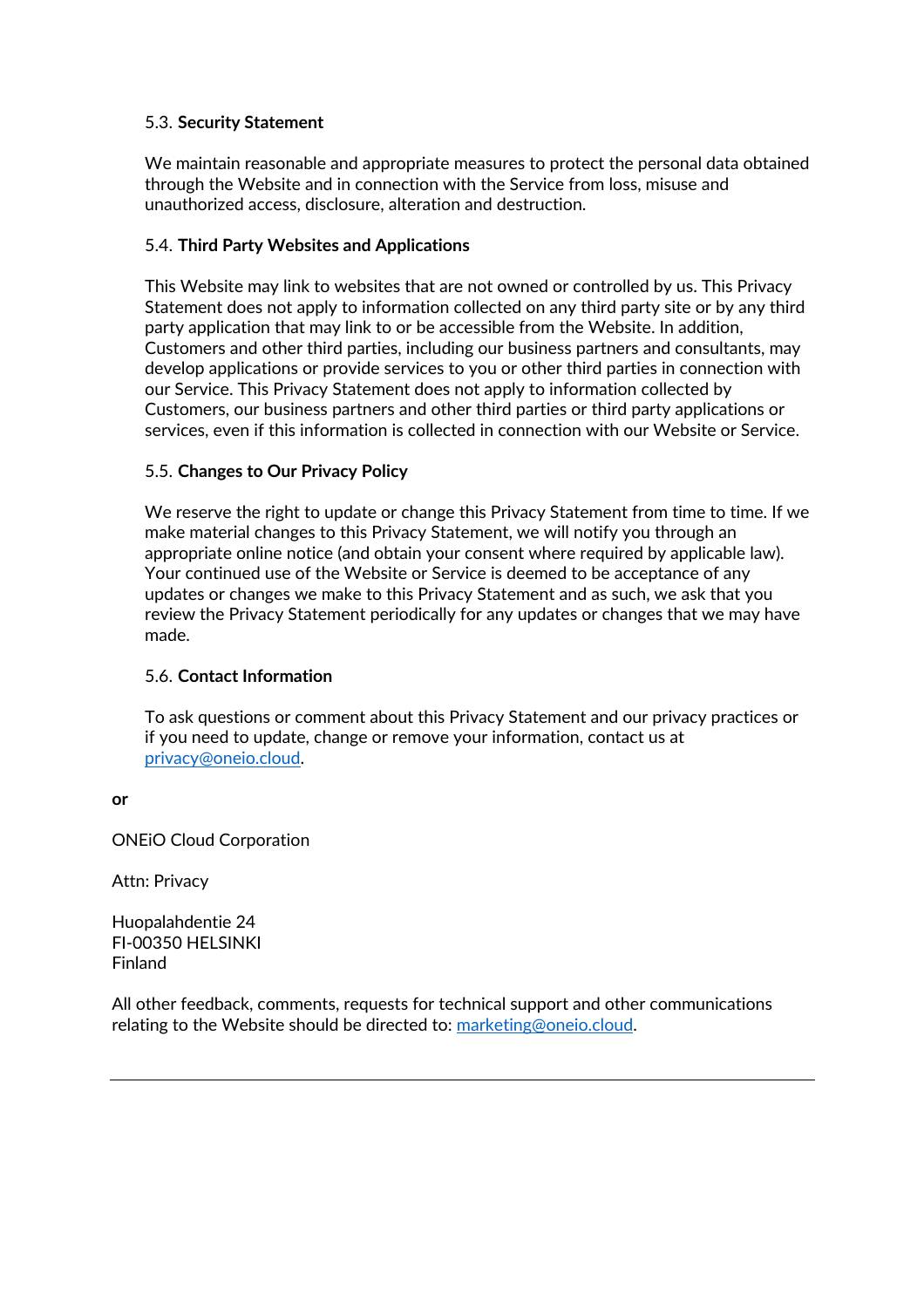5.3. **Security Statement**

We maintain reasonable and appropriate measures to protect the personal data obtained through the Website and in connection with the Service from loss, misuse and unauthorized access, disclosure, alteration and destruction.

5.4. **Third Party Websites and Applications**

This Website may link to websites that are not owned or controlled by us. This Privacy Statement does not apply to information collected on any third party site or by any third party application that may link to or be accessible from the Website. In addition, Customers and other third parties, including our business partners and consultants, may develop applications or provide services to you or other third parties in connection with our Service. This Privacy Statement does not apply to information collected by Customers, our business partners and other third parties or third party applications or services, even if this information is collected in connection with our Website or Service.

5.5. **Changes to Our Privacy Policy**

We reserve the right to update or change this Privacy Statement from time to time. If we make material changes to this Privacy Statement, we will notify you through an appropriate online notice (and obtain your consent where required by applicable law). Your continued use of the Website or Service is deemed to be acceptance of any updates or changes we make to this Privacy Statement and as such, we ask that you review the Privacy Statement periodically for any updates or changes that we may have made.

5.6. **Contact Information**

To ask questions or comment about this Privacy Statement and our privacy practices or if you need to update, change or remove your information, contact us at [privacy@oneio.cloud](mailto:privacy@oneio.cloud).

**or**

ONEiO Cloud Corporation

Attn: Privacy

Huopalahdentie 24
FI-00350 HELSINKI
Finland

All other feedback, comments, requests for technical support and other communications relating to the Website should be directed to: [marketing@oneio.cloud](mailto:marketing@oneio.cloud).

---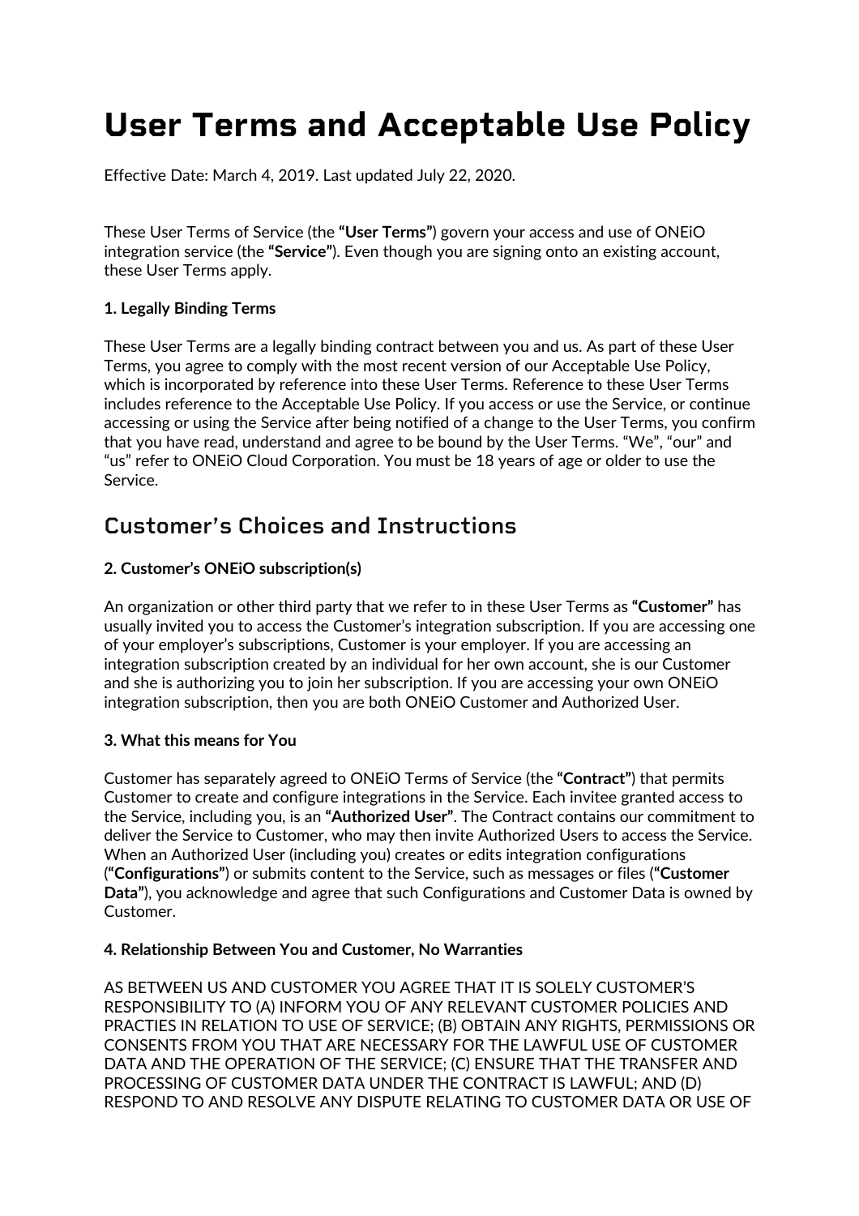# User Terms and Acceptable Use Policy

Effective Date: March 4, 2019. Last updated July 22, 2020.

These User Terms of Service (the **"User Terms"**) govern your access and use of ONEiO integration service (the **"Service"**). Even though you are signing onto an existing account, these User Terms apply.

**1. Legally Binding Terms**

These User Terms are a legally binding contract between you and us. As part of these User Terms, you agree to comply with the most recent version of our Acceptable Use Policy, which is incorporated by reference into these User Terms. Reference to these User Terms includes reference to the Acceptable Use Policy. If you access or use the Service, or continue accessing or using the Service after being notified of a change to the User Terms, you confirm that you have read, understand and agree to be bound by the User Terms. "We", "our" and "us" refer to ONEiO Cloud Corporation. You must be 18 years of age or older to use the Service.

## Customer's Choices and Instructions

**2. Customer's ONEiO subscription(s)**

An organization or other third party that we refer to in these User Terms as **"Customer"** has usually invited you to access the Customer's integration subscription. If you are accessing one of your employer's subscriptions, Customer is your employer. If you are accessing an integration subscription created by an individual for her own account, she is our Customer and she is authorizing you to join her subscription. If you are accessing your own ONEiO integration subscription, then you are both ONEiO Customer and Authorized User.

**3. What this means for You**

Customer has separately agreed to ONEiO Terms of Service (the **"Contract"**) that permits Customer to create and configure integrations in the Service. Each invitee granted access to the Service, including you, is an **"Authorized User"**. The Contract contains our commitment to deliver the Service to Customer, who may then invite Authorized Users to access the Service. When an Authorized User (including you) creates or edits integration configurations (**"Configurations"**) or submits content to the Service, such as messages or files (**"Customer Data"**), you acknowledge and agree that such Configurations and Customer Data is owned by Customer.

**4. Relationship Between You and Customer, No Warranties**

AS BETWEEN US AND CUSTOMER YOU AGREE THAT IT IS SOLELY CUSTOMER'S RESPONSIBILITY TO (A) INFORM YOU OF ANY RELEVANT CUSTOMER POLICIES AND PRACTIES IN RELATION TO USE OF SERVICE; (B) OBTAIN ANY RIGHTS, PERMISSIONS OR CONSENTS FROM YOU THAT ARE NECESSARY FOR THE LAWFUL USE OF CUSTOMER DATA AND THE OPERATION OF THE SERVICE; (C) ENSURE THAT THE TRANSFER AND PROCESSING OF CUSTOMER DATA UNDER THE CONTRACT IS LAWFUL; AND (D) RESPOND TO AND RESOLVE ANY DISPUTE RELATING TO CUSTOMER DATA OR USE OF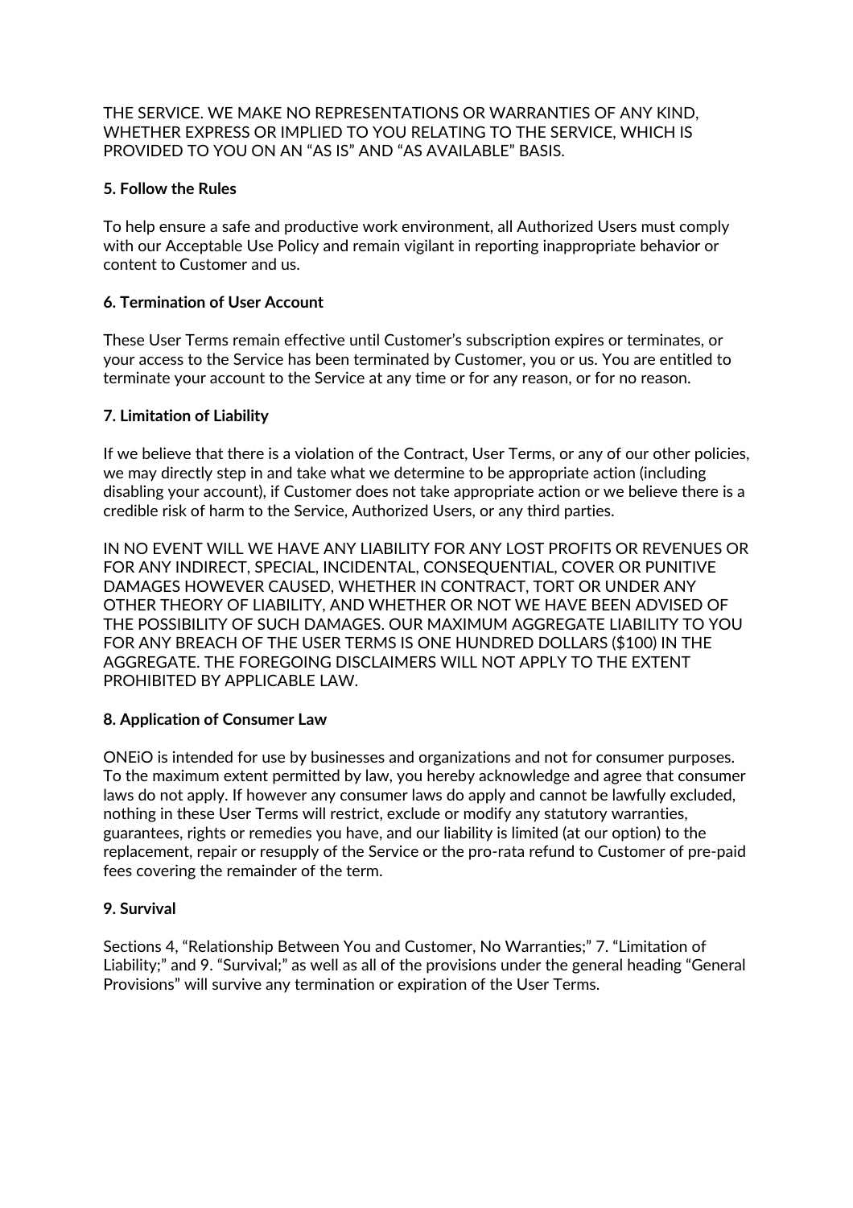THE SERVICE. WE MAKE NO REPRESENTATIONS OR WARRANTIES OF ANY KIND, WHETHER EXPRESS OR IMPLIED TO YOU RELATING TO THE SERVICE, WHICH IS PROVIDED TO YOU ON AN “AS IS” AND “AS AVAILABLE” BASIS.

**5. Follow the Rules**

To help ensure a safe and productive work environment, all Authorized Users must comply with our Acceptable Use Policy and remain vigilant in reporting inappropriate behavior or content to Customer and us.

**6. Termination of User Account**

These User Terms remain effective until Customer’s subscription expires or terminates, or your access to the Service has been terminated by Customer, you or us. You are entitled to terminate your account to the Service at any time or for any reason, or for no reason.

**7. Limitation of Liability**

If we believe that there is a violation of the Contract, User Terms, or any of our other policies, we may directly step in and take what we determine to be appropriate action (including disabling your account), if Customer does not take appropriate action or we believe there is a credible risk of harm to the Service, Authorized Users, or any third parties.

IN NO EVENT WILL WE HAVE ANY LIABILITY FOR ANY LOST PROFITS OR REVENUES OR FOR ANY INDIRECT, SPECIAL, INCIDENTAL, CONSEQUENTIAL, COVER OR PUNITIVE DAMAGES HOWEVER CAUSED, WHETHER IN CONTRACT, TORT OR UNDER ANY OTHER THEORY OF LIABILITY, AND WHETHER OR NOT WE HAVE BEEN ADVISED OF THE POSSIBILITY OF SUCH DAMAGES. OUR MAXIMUM AGGREGATE LIABILITY TO YOU FOR ANY BREACH OF THE USER TERMS IS ONE HUNDRED DOLLARS ($100) IN THE AGGREGATE. THE FOREGOING DISCLAIMERS WILL NOT APPLY TO THE EXTENT PROHIBITED BY APPLICABLE LAW.

**8. Application of Consumer Law**

ONEiO is intended for use by businesses and organizations and not for consumer purposes. To the maximum extent permitted by law, you hereby acknowledge and agree that consumer laws do not apply. If however any consumer laws do apply and cannot be lawfully excluded, nothing in these User Terms will restrict, exclude or modify any statutory warranties, guarantees, rights or remedies you have, and our liability is limited (at our option) to the replacement, repair or resupply of the Service or the pro-rata refund to Customer of pre-paid fees covering the remainder of the term.

**9. Survival**

Sections 4, “Relationship Between You and Customer, No Warranties;” 7. “Limitation of Liability;” and 9. “Survival;” as well as all of the provisions under the general heading “General Provisions” will survive any termination or expiration of the User Terms.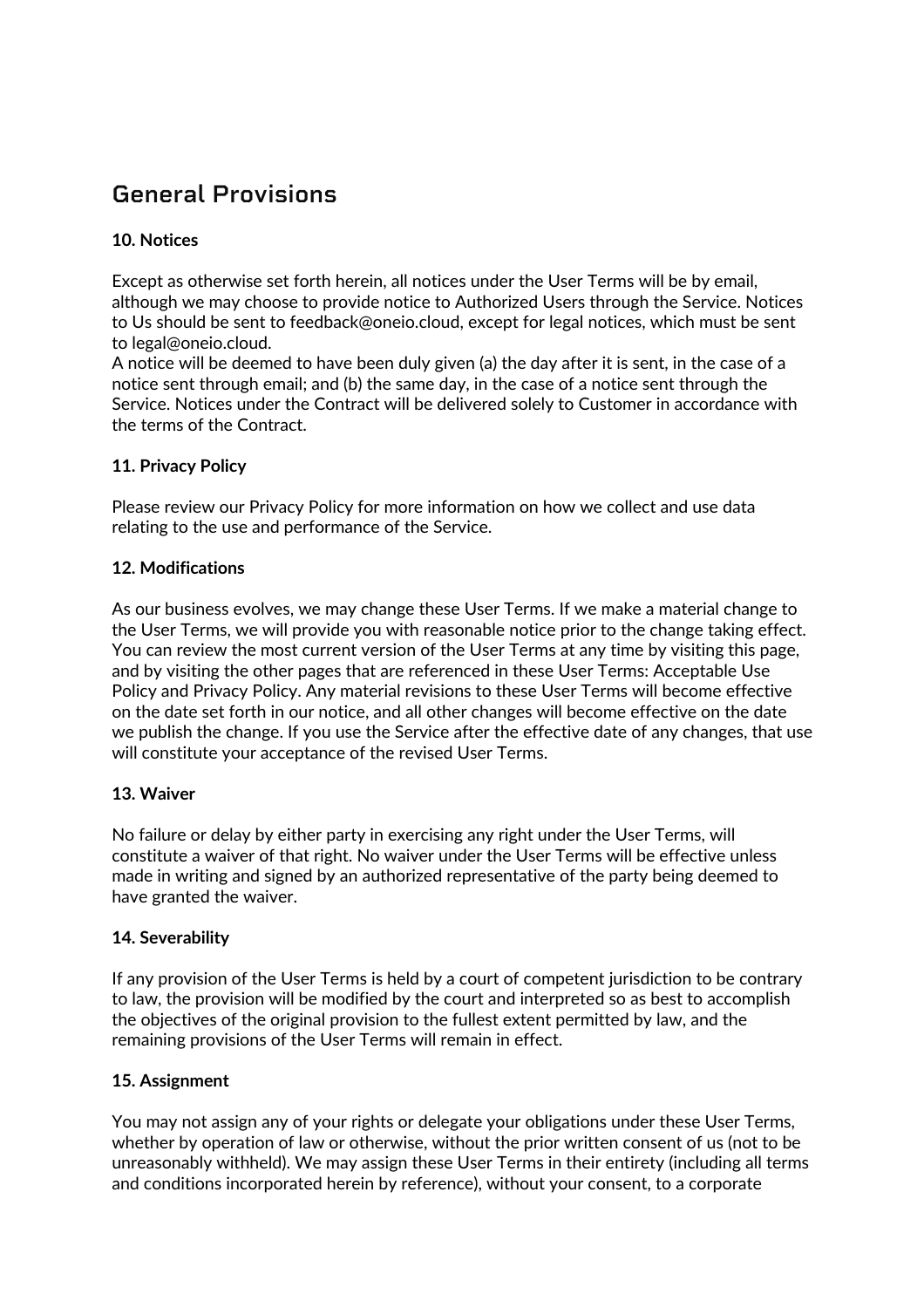## General Provisions

**10. Notices**

Except as otherwise set forth herein, all notices under the User Terms will be by email, although we may choose to provide notice to Authorized Users through the Service. Notices to Us should be sent to feedback@oneio.cloud, except for legal notices, which must be sent to legal@oneio.cloud.
A notice will be deemed to have been duly given (a) the day after it is sent, in the case of a notice sent through email; and (b) the same day, in the case of a notice sent through the Service. Notices under the Contract will be delivered solely to Customer in accordance with the terms of the Contract.

**11. Privacy Policy**

Please review our Privacy Policy for more information on how we collect and use data relating to the use and performance of the Service.

**12. Modifications**

As our business evolves, we may change these User Terms. If we make a material change to the User Terms, we will provide you with reasonable notice prior to the change taking effect. You can review the most current version of the User Terms at any time by visiting this page, and by visiting the other pages that are referenced in these User Terms: Acceptable Use Policy and Privacy Policy. Any material revisions to these User Terms will become effective on the date set forth in our notice, and all other changes will become effective on the date we publish the change. If you use the Service after the effective date of any changes, that use will constitute your acceptance of the revised User Terms.

**13. Waiver**

No failure or delay by either party in exercising any right under the User Terms, will constitute a waiver of that right. No waiver under the User Terms will be effective unless made in writing and signed by an authorized representative of the party being deemed to have granted the waiver.

**14. Severability**

If any provision of the User Terms is held by a court of competent jurisdiction to be contrary to law, the provision will be modified by the court and interpreted so as best to accomplish the objectives of the original provision to the fullest extent permitted by law, and the remaining provisions of the User Terms will remain in effect.

**15. Assignment**

You may not assign any of your rights or delegate your obligations under these User Terms, whether by operation of law or otherwise, without the prior written consent of us (not to be unreasonably withheld). We may assign these User Terms in their entirety (including all terms and conditions incorporated herein by reference), without your consent, to a corporate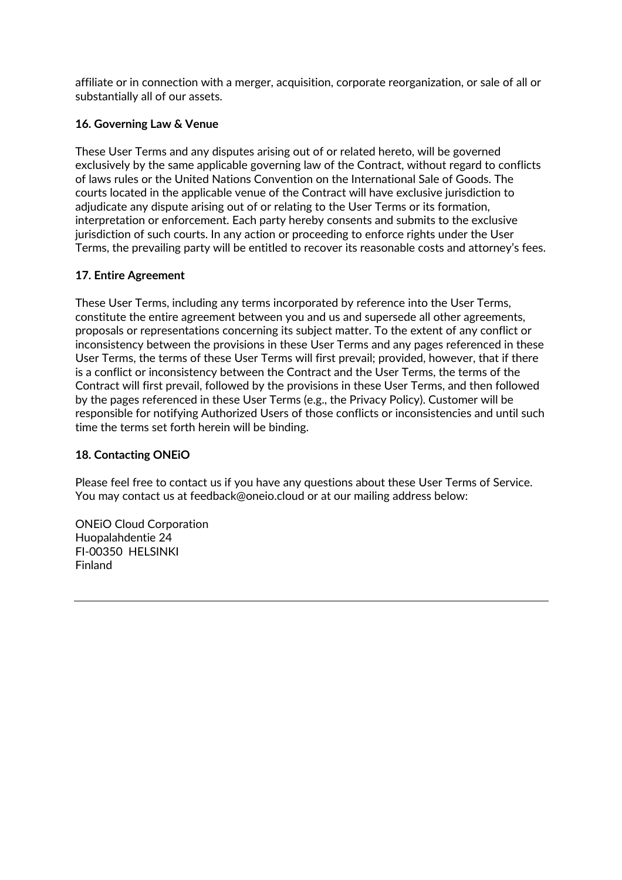affiliate or in connection with a merger, acquisition, corporate reorganization, or sale of all or substantially all of our assets.

**16. Governing Law & Venue**

These User Terms and any disputes arising out of or related hereto, will be governed exclusively by the same applicable governing law of the Contract, without regard to conflicts of laws rules or the United Nations Convention on the International Sale of Goods. The courts located in the applicable venue of the Contract will have exclusive jurisdiction to adjudicate any dispute arising out of or relating to the User Terms or its formation, interpretation or enforcement. Each party hereby consents and submits to the exclusive jurisdiction of such courts. In any action or proceeding to enforce rights under the User Terms, the prevailing party will be entitled to recover its reasonable costs and attorney's fees.

**17. Entire Agreement**

These User Terms, including any terms incorporated by reference into the User Terms, constitute the entire agreement between you and us and supersede all other agreements, proposals or representations concerning its subject matter. To the extent of any conflict or inconsistency between the provisions in these User Terms and any pages referenced in these User Terms, the terms of these User Terms will first prevail; provided, however, that if there is a conflict or inconsistency between the Contract and the User Terms, the terms of the Contract will first prevail, followed by the provisions in these User Terms, and then followed by the pages referenced in these User Terms (e.g., the Privacy Policy). Customer will be responsible for notifying Authorized Users of those conflicts or inconsistencies and until such time the terms set forth herein will be binding.

**18. Contacting ONEiO**

Please feel free to contact us if you have any questions about these User Terms of Service. You may contact us at feedback@oneio.cloud or at our mailing address below:

ONEiO Cloud Corporation
Huopalahdentie 24
FI-00350 HELSINKI
Finland

---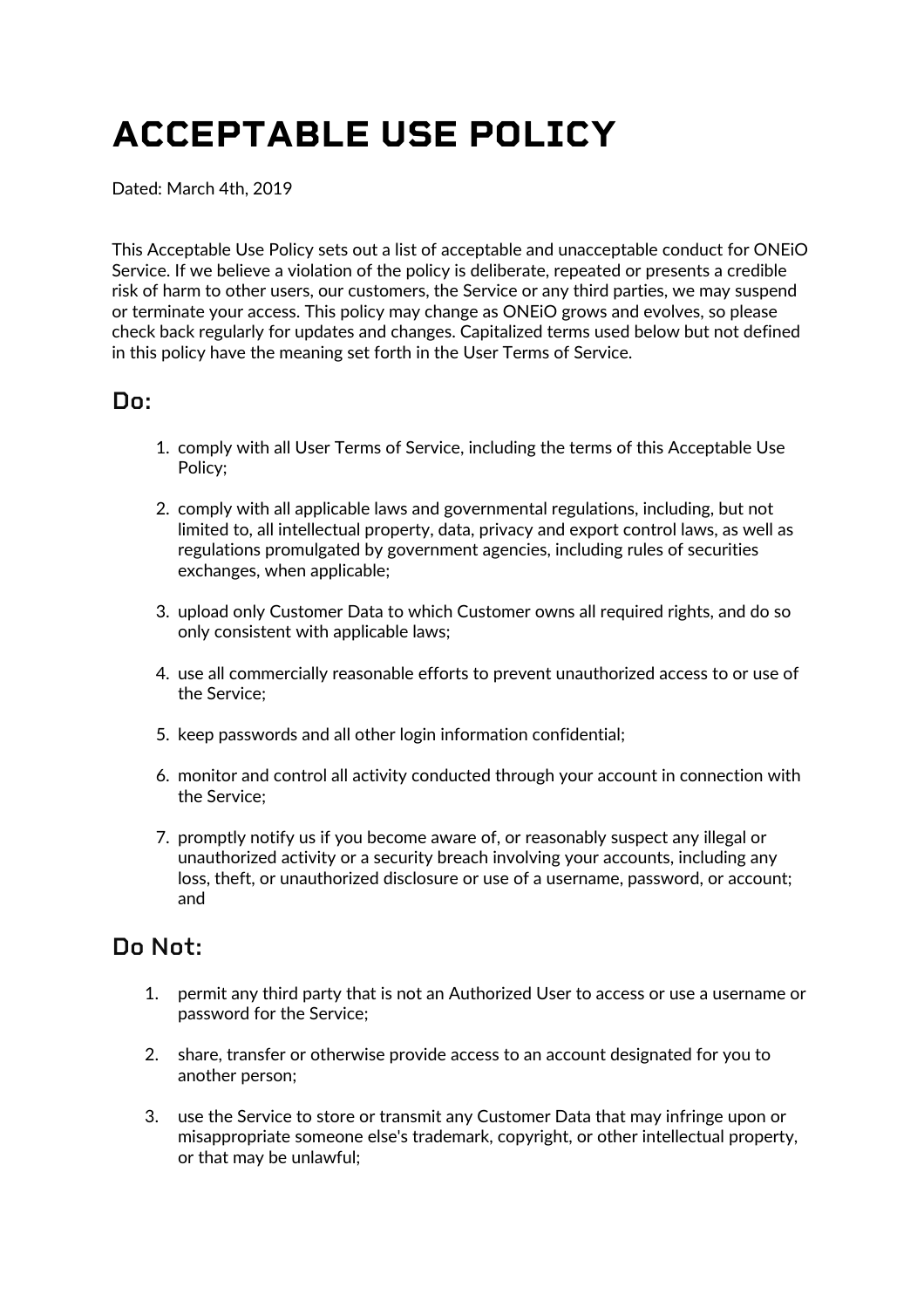# ACCEPTABLE USE POLICY

Dated: March 4th, 2019

This Acceptable Use Policy sets out a list of acceptable and unacceptable conduct for ONEiO Service. If we believe a violation of the policy is deliberate, repeated or presents a credible risk of harm to other users, our customers, the Service or any third parties, we may suspend or terminate your access. This policy may change as ONEiO grows and evolves, so please check back regularly for updates and changes. Capitalized terms used below but not defined in this policy have the meaning set forth in the User Terms of Service.

## Do:

1. comply with all User Terms of Service, including the terms of this Acceptable Use Policy;

2. comply with all applicable laws and governmental regulations, including, but not limited to, all intellectual property, data, privacy and export control laws, as well as regulations promulgated by government agencies, including rules of securities exchanges, when applicable;

3. upload only Customer Data to which Customer owns all required rights, and do so only consistent with applicable laws;

4. use all commercially reasonable efforts to prevent unauthorized access to or use of the Service;

5. keep passwords and all other login information confidential;

6. monitor and control all activity conducted through your account in connection with the Service;

7. promptly notify us if you become aware of, or reasonably suspect any illegal or unauthorized activity or a security breach involving your accounts, including any loss, theft, or unauthorized disclosure or use of a username, password, or account; and

## Do Not:

1. permit any third party that is not an Authorized User to access or use a username or password for the Service;

2. share, transfer or otherwise provide access to an account designated for you to another person;

3. use the Service to store or transmit any Customer Data that may infringe upon or misappropriate someone else's trademark, copyright, or other intellectual property, or that may be unlawful;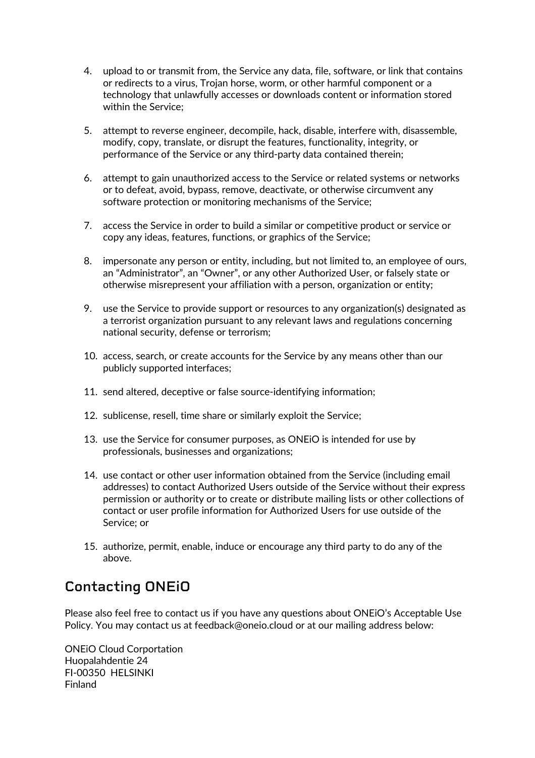4. upload to or transmit from, the Service any data, file, software, or link that contains or redirects to a virus, Trojan horse, worm, or other harmful component or a technology that unlawfully accesses or downloads content or information stored within the Service;

5. attempt to reverse engineer, decompile, hack, disable, interfere with, disassemble, modify, copy, translate, or disrupt the features, functionality, integrity, or performance of the Service or any third-party data contained therein;

6. attempt to gain unauthorized access to the Service or related systems or networks or to defeat, avoid, bypass, remove, deactivate, or otherwise circumvent any software protection or monitoring mechanisms of the Service;

7. access the Service in order to build a similar or competitive product or service or copy any ideas, features, functions, or graphics of the Service;

8. impersonate any person or entity, including, but not limited to, an employee of ours, an “Administrator”, an “Owner”, or any other Authorized User, or falsely state or otherwise misrepresent your affiliation with a person, organization or entity;

9. use the Service to provide support or resources to any organization(s) designated as a terrorist organization pursuant to any relevant laws and regulations concerning national security, defense or terrorism;

10. access, search, or create accounts for the Service by any means other than our publicly supported interfaces;

11. send altered, deceptive or false source-identifying information;

12. sublicense, resell, time share or similarly exploit the Service;

13. use the Service for consumer purposes, as ONEiO is intended for use by professionals, businesses and organizations;

14. use contact or other user information obtained from the Service (including email addresses) to contact Authorized Users outside of the Service without their express permission or authority or to create or distribute mailing lists or other collections of contact or user profile information for Authorized Users for use outside of the Service; or

15. authorize, permit, enable, induce or encourage any third party to do any of the above.

## Contacting ONEiO

Please also feel free to contact us if you have any questions about ONEiO’s Acceptable Use Policy. You may contact us at feedback@oneio.cloud or at our mailing address below:

ONEiO Cloud Corportation
Huopalahdentie 24
FI-00350 HELSINKI
Finland